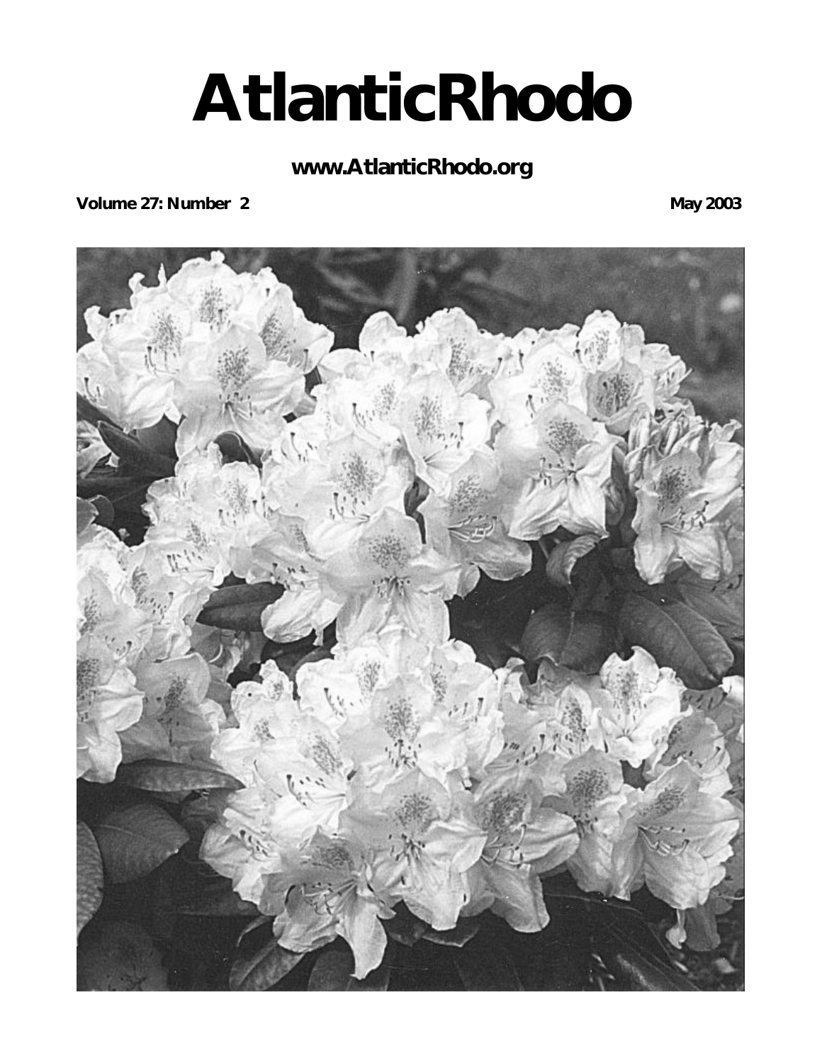# AtlanticRhodo

**www.AtlanticRhodo.org**

**Volume 27: Number 2** **May 2003**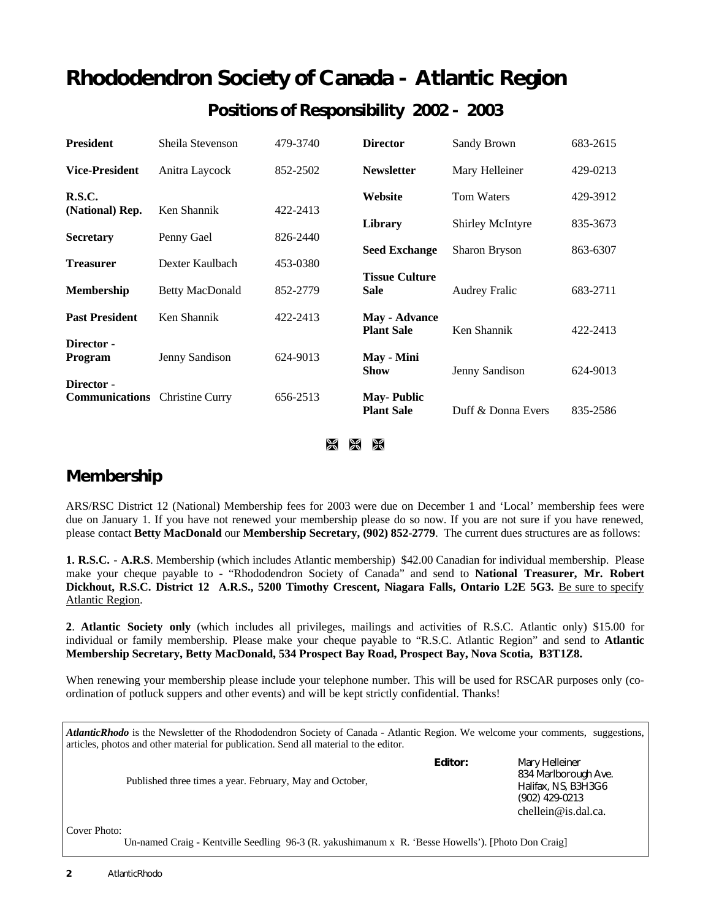# Rhododendron Society of Canada - Atlantic Region

## Positions of Responsibility 2002 - 2003

| | | | | | |
|---|---|---|---|---|---|
| **President** | Sheila Stevenson | 479-3740 | **Director** | Sandy Brown | 683-2615 |
| **Vice-President** | Anitra Laycock | 852-2502 | **Newsletter** | Mary Helleiner | 429-0213 |
| **R.S.C. (National) Rep.** | Ken Shannik | 422-2413 | **Website** | Tom Waters | 429-3912 |
| **Secretary** | Penny Gael | 826-2440 | **Library** | Shirley McIntyre | 835-3673 |
| **Treasurer** | Dexter Kaulbach | 453-0380 | **Seed Exchange** | Sharon Bryson | 863-6307 |
| **Membership** | Betty MacDonald | 852-2779 | **Tissue Culture Sale** | Audrey Fralic | 683-2711 |
| **Past President** | Ken Shannik | 422-2413 | **May - Advance Plant Sale** | Ken Shannik | 422-2413 |
| **Director - Program** | Jenny Sandison | 624-9013 | **May - Mini Show** | Jenny Sandison | 624-9013 |
| **Director - Communications** | Christine Curry | 656-2513 | **May- Public Plant Sale** | Duff & Donna Evers | 835-2586 |

## Membership

ARS/RSC District 12 (National) Membership fees for 2003 were due on December 1 and 'Local' membership fees were due on January 1. If you have not renewed your membership please do so now. If you are not sure if you have renewed, please contact **Betty MacDonald** our **Membership Secretary, (902) 852-2779**. The current dues structures are as follows:

**1. R.S.C. - A.R.S**. Membership (which includes Atlantic membership) $42.00 Canadian for individual membership. Please make your cheque payable to - "Rhododendron Society of Canada" and send to **National Treasurer, Mr. Robert Dickhout, R.S.C. District 12 A.R.S., 5200 Timothy Crescent, Niagara Falls, Ontario L2E 5G3.** Be sure to specify Atlantic Region.

**2**. **Atlantic Society only** (which includes all privileges, mailings and activities of R.S.C. Atlantic only) $15.00 for individual or family membership. Please make your cheque payable to "R.S.C. Atlantic Region" and send to **Atlantic Membership Secretary, Betty MacDonald, 534 Prospect Bay Road, Prospect Bay, Nova Scotia, B3T1Z8.**

When renewing your membership please include your telephone number. This will be used for RSCAR purposes only (co-ordination of potluck suppers and other events) and will be kept strictly confidential. Thanks!

***AtlanticRhodo*** is the Newsletter of the Rhododendron Society of Canada - Atlantic Region. We welcome your comments, suggestions, articles, photos and other material for publication. Send all material to the editor.

Published three times a year. February, May and October,

**Editor:** Mary Helleiner
834 Marlborough Ave.
Halifax, NS, B3H3G6
(902) 429-0213
chellein@is.dal.ca.

Cover Photo:
Un-named Craig - Kentville Seedling 96-3 (R. yakushimanum x R. 'Besse Howells'). [Photo Don Craig]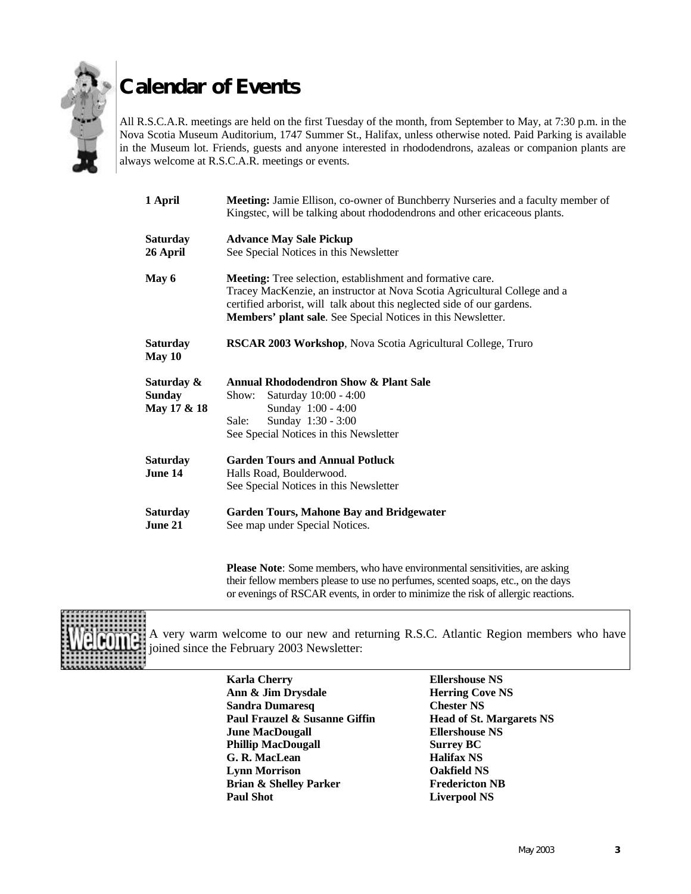# Calendar of Events

All R.S.C.A.R. meetings are held on the first Tuesday of the month, from September to May, at 7:30 p.m. in the Nova Scotia Museum Auditorium, 1747 Summer St., Halifax, unless otherwise noted. Paid Parking is available in the Museum lot. Friends, guests and anyone interested in rhododendrons, azaleas or companion plants are always welcome at R.S.C.A.R. meetings or events.

**1 April** — **Meeting:** Jamie Ellison, co-owner of Bunchberry Nurseries and a faculty member of Kingstec, will be talking about rhododendrons and other ericaceous plants.

**Saturday 26 April** — **Advance May Sale Pickup**
See Special Notices in this Newsletter

**May 6** — **Meeting:** Tree selection, establishment and formative care.
Tracey MacKenzie, an instructor at Nova Scotia Agricultural College and a certified arborist, will talk about this neglected side of our gardens.
**Members' plant sale**. See Special Notices in this Newsletter.

**Saturday May 10** — **RSCAR 2003 Workshop**, Nova Scotia Agricultural College, Truro

**Saturday & Sunday May 17 & 18** — **Annual Rhododendron Show & Plant Sale**
Show: Saturday 10:00 - 4:00
Sunday 1:00 - 4:00
Sale: Sunday 1:30 - 3:00
See Special Notices in this Newsletter

**Saturday June 14** — **Garden Tours and Annual Potluck**
Halls Road, Boulderwood.
See Special Notices in this Newsletter

**Saturday June 21** — **Garden Tours, Mahone Bay and Bridgewater**
See map under Special Notices.

**Please Note**: Some members, who have environmental sensitivities, are asking their fellow members please to use no perfumes, scented soaps, etc., on the days or evenings of RSCAR events, in order to minimize the risk of allergic reactions.

## Welcome

A very warm welcome to our new and returning R.S.C. Atlantic Region members who have joined since the February 2003 Newsletter:

| | |
|---|---|
| **Karla Cherry** | **Ellershouse NS** |
| **Ann & Jim Drysdale** | **Herring Cove NS** |
| **Sandra Dumaresq** | **Chester NS** |
| **Paul Frauzel & Susanne Giffin** | **Head of St. Margarets NS** |
| **June MacDougall** | **Ellershouse NS** |
| **Phillip MacDougall** | **Surrey BC** |
| **G. R. MacLean** | **Halifax NS** |
| **Lynn Morrison** | **Oakfield NS** |
| **Brian & Shelley Parker** | **Fredericton NB** |
| **Paul Shot** | **Liverpool NS** |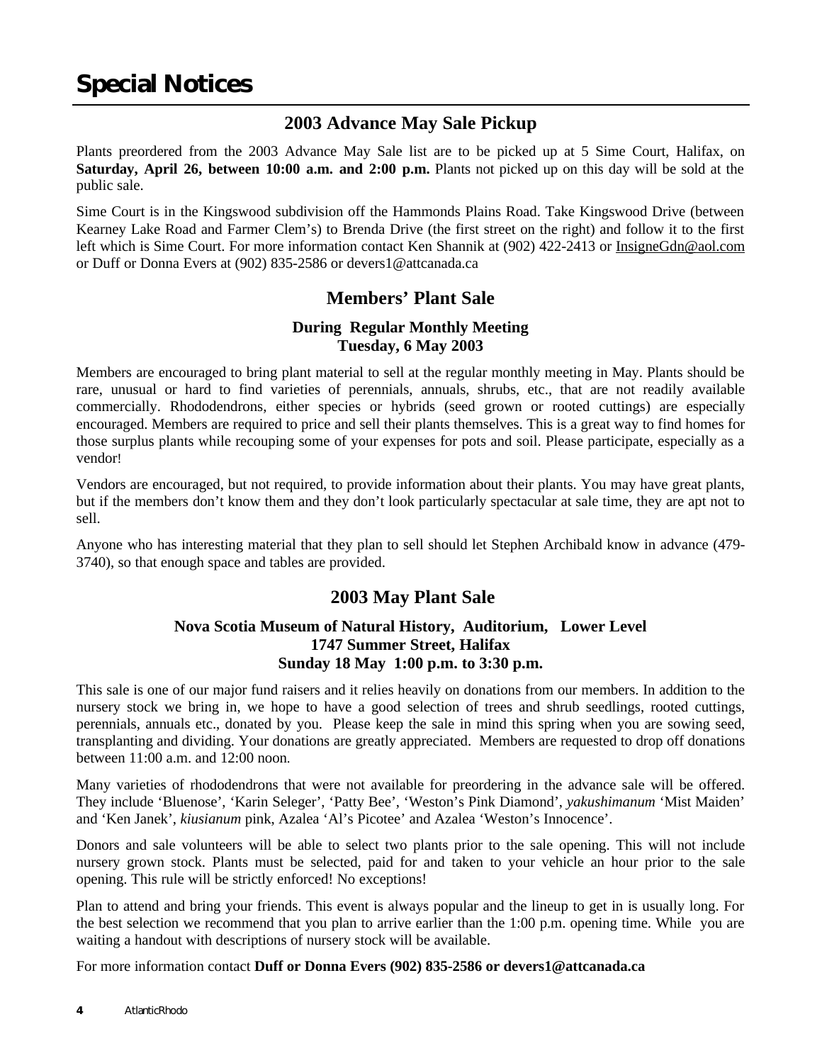# Special Notices

## 2003 Advance May Sale Pickup

Plants preordered from the 2003 Advance May Sale list are to be picked up at 5 Sime Court, Halifax, on **Saturday, April 26, between 10:00 a.m. and 2:00 p.m.** Plants not picked up on this day will be sold at the public sale.

Sime Court is in the Kingswood subdivision off the Hammonds Plains Road. Take Kingswood Drive (between Kearney Lake Road and Farmer Clem's) to Brenda Drive (the first street on the right) and follow it to the first left which is Sime Court. For more information contact Ken Shannik at (902) 422-2413 or InsigneGdn@aol.com or Duff or Donna Evers at (902) 835-2586 or devers1@attcanada.ca

## Members' Plant Sale

**During Regular Monthly Meeting**
**Tuesday, 6 May 2003**

Members are encouraged to bring plant material to sell at the regular monthly meeting in May. Plants should be rare, unusual or hard to find varieties of perennials, annuals, shrubs, etc., that are not readily available commercially. Rhododendrons, either species or hybrids (seed grown or rooted cuttings) are especially encouraged. Members are required to price and sell their plants themselves. This is a great way to find homes for those surplus plants while recouping some of your expenses for pots and soil. Please participate, especially as a vendor!

Vendors are encouraged, but not required, to provide information about their plants. You may have great plants, but if the members don't know them and they don't look particularly spectacular at sale time, they are apt not to sell.

Anyone who has interesting material that they plan to sell should let Stephen Archibald know in advance (479-3740), so that enough space and tables are provided.

## 2003 May Plant Sale

**Nova Scotia Museum of Natural History, Auditorium, Lower Level**
**1747 Summer Street, Halifax**
**Sunday 18 May 1:00 p.m. to 3:30 p.m.**

This sale is one of our major fund raisers and it relies heavily on donations from our members. In addition to the nursery stock we bring in, we hope to have a good selection of trees and shrub seedlings, rooted cuttings, perennials, annuals etc., donated by you. Please keep the sale in mind this spring when you are sowing seed, transplanting and dividing. Your donations are greatly appreciated. Members are requested to drop off donations between 11:00 a.m. and 12:00 noon.

Many varieties of rhododendrons that were not available for preordering in the advance sale will be offered. They include 'Bluenose', 'Karin Seleger', 'Patty Bee', 'Weston's Pink Diamond', *yakushimanum* 'Mist Maiden' and 'Ken Janek', *kiusianum* pink, Azalea 'Al's Picotee' and Azalea 'Weston's Innocence'.

Donors and sale volunteers will be able to select two plants prior to the sale opening. This will not include nursery grown stock. Plants must be selected, paid for and taken to your vehicle an hour prior to the sale opening. This rule will be strictly enforced! No exceptions!

Plan to attend and bring your friends. This event is always popular and the lineup to get in is usually long. For the best selection we recommend that you plan to arrive earlier than the 1:00 p.m. opening time. While you are waiting a handout with descriptions of nursery stock will be available.

For more information contact **Duff or Donna Evers (902) 835-2586 or devers1@attcanada.ca**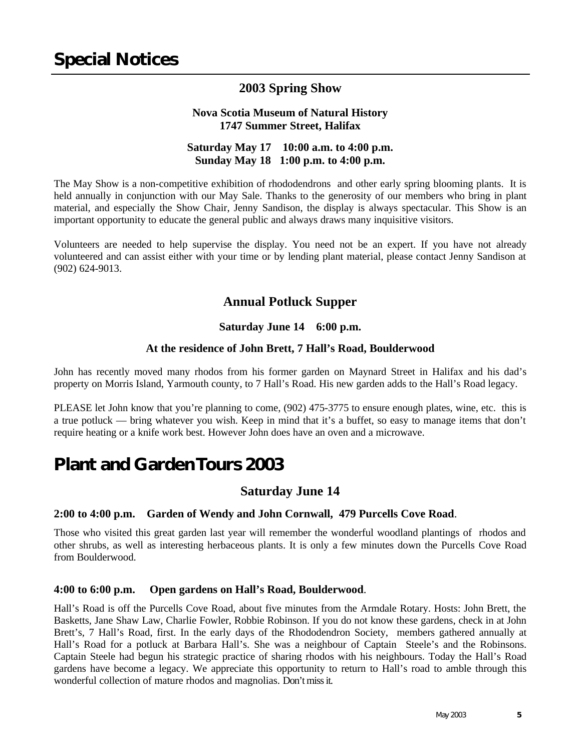# Special Notices

## 2003 Spring Show

**Nova Scotia Museum of Natural History**
**1747 Summer Street, Halifax**

**Saturday May 17 10:00 a.m. to 4:00 p.m.**
**Sunday May 18 1:00 p.m. to 4:00 p.m.**

The May Show is a non-competitive exhibition of rhododendrons and other early spring blooming plants. It is held annually in conjunction with our May Sale. Thanks to the generosity of our members who bring in plant material, and especially the Show Chair, Jenny Sandison, the display is always spectacular. This Show is an important opportunity to educate the general public and always draws many inquisitive visitors.

Volunteers are needed to help supervise the display. You need not be an expert. If you have not already volunteered and can assist either with your time or by lending plant material, please contact Jenny Sandison at (902) 624-9013.

## Annual Potluck Supper

**Saturday June 14 6:00 p.m.**

**At the residence of John Brett, 7 Hall's Road, Boulderwood**

John has recently moved many rhodos from his former garden on Maynard Street in Halifax and his dad's property on Morris Island, Yarmouth county, to 7 Hall's Road. His new garden adds to the Hall's Road legacy.

PLEASE let John know that you're planning to come, (902) 475-3775 to ensure enough plates, wine, etc. this is a true potluck — bring whatever you wish. Keep in mind that it's a buffet, so easy to manage items that don't require heating or a knife work best. However John does have an oven and a microwave.

# Plant and Garden Tours 2003

## Saturday June 14

**2:00 to 4:00 p.m. Garden of Wendy and John Cornwall, 479 Purcells Cove Road**.

Those who visited this great garden last year will remember the wonderful woodland plantings of rhodos and other shrubs, as well as interesting herbaceous plants. It is only a few minutes down the Purcells Cove Road from Boulderwood.

**4:00 to 6:00 p.m. Open gardens on Hall's Road, Boulderwood**.

Hall's Road is off the Purcells Cove Road, about five minutes from the Armdale Rotary. Hosts: John Brett, the Basketts, Jane Shaw Law, Charlie Fowler, Robbie Robinson. If you do not know these gardens, check in at John Brett's, 7 Hall's Road, first. In the early days of the Rhododendron Society, members gathered annually at Hall's Road for a potluck at Barbara Hall's. She was a neighbour of Captain Steele's and the Robinsons. Captain Steele had begun his strategic practice of sharing rhodos with his neighbours. Today the Hall's Road gardens have become a legacy. We appreciate this opportunity to return to Hall's road to amble through this wonderful collection of mature rhodos and magnolias. Don't miss it.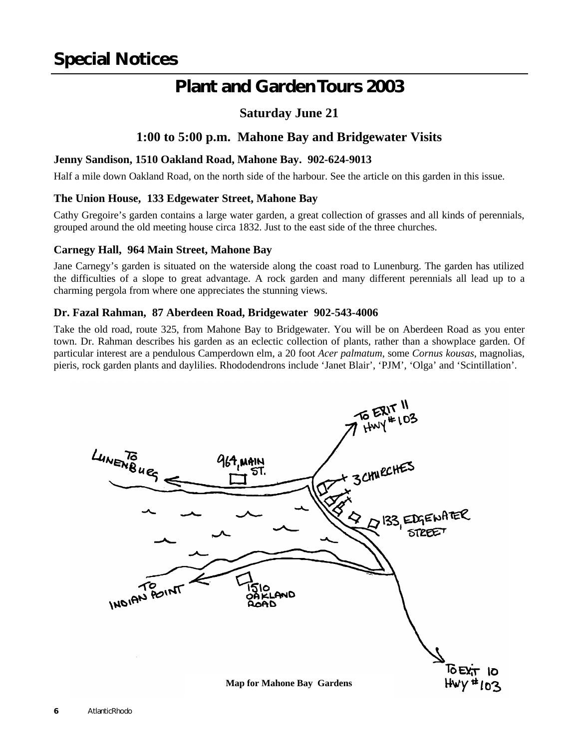# Special Notices

## Plant and Garden Tours 2003

### Saturday June 21

### 1:00 to 5:00 p.m. Mahone Bay and Bridgewater Visits

**Jenny Sandison, 1510 Oakland Road, Mahone Bay. 902-624-9013**

Half a mile down Oakland Road, on the north side of the harbour. See the article on this garden in this issue.

**The Union House, 133 Edgewater Street, Mahone Bay**

Cathy Gregoire's garden contains a large water garden, a great collection of grasses and all kinds of perennials, grouped around the old meeting house circa 1832. Just to the east side of the three churches.

**Carnegy Hall, 964 Main Street, Mahone Bay**

Jane Carnegy's garden is situated on the waterside along the coast road to Lunenburg. The garden has utilized the difficulties of a slope to great advantage. A rock garden and many different perennials all lead up to a charming pergola from where one appreciates the stunning views.

**Dr. Fazal Rahman, 87 Aberdeen Road, Bridgewater 902-543-4006**

Take the old road, route 325, from Mahone Bay to Bridgewater. You will be on Aberdeen Road as you enter town. Dr. Rahman describes his garden as an eclectic collection of plants, rather than a showplace garden. Of particular interest are a pendulous Camperdown elm, a 20 foot *Acer palmatum*, some *Cornus kousas*, magnolias, pieris, rock garden plants and daylilies. Rhododendrons include 'Janet Blair', 'PJM', 'Olga' and 'Scintillation'.

Map for Mahone Bay Gardens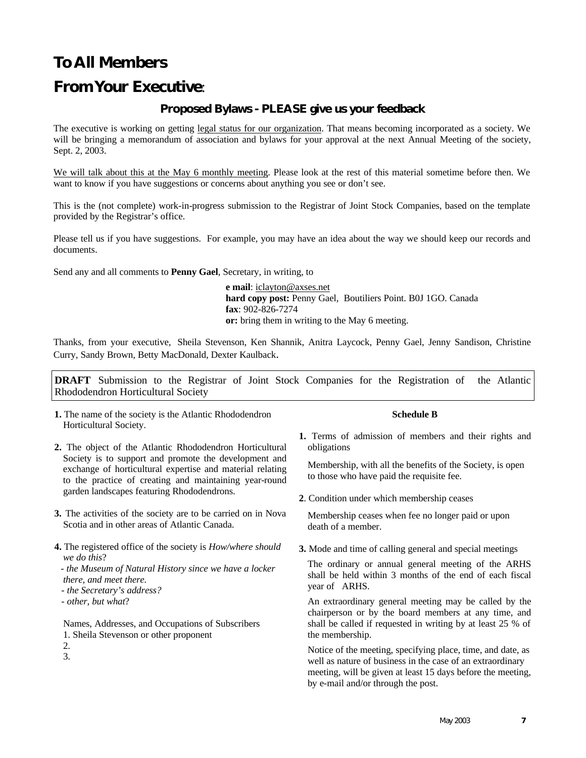# To All Members

# From Your Executive:

### Proposed Bylaws - PLEASE give us your feedback

The executive is working on getting legal status for our organization. That means becoming incorporated as a society. We will be bringing a memorandum of association and bylaws for your approval at the next Annual Meeting of the society, Sept. 2, 2003.

We will talk about this at the May 6 monthly meeting. Please look at the rest of this material sometime before then. We want to know if you have suggestions or concerns about anything you see or don't see.

This is the (not complete) work-in-progress submission to the Registrar of Joint Stock Companies, based on the template provided by the Registrar's office.

Please tell us if you have suggestions. For example, you may have an idea about the way we should keep our records and documents.

Send any and all comments to **Penny Gael**, Secretary, in writing, to

**e mail**: iclayton@axses.net
**hard copy post:** Penny Gael, Boutiliers Point. B0J 1GO. Canada
**fax**: 902-826-7274
**or:** bring them in writing to the May 6 meeting.

Thanks, from your executive, Sheila Stevenson, Ken Shannik, Anitra Laycock, Penny Gael, Jenny Sandison, Christine Curry, Sandy Brown, Betty MacDonald, Dexter Kaulback.

**DRAFT** Submission to the Registrar of Joint Stock Companies for the Registration of the Atlantic Rhododendron Horticultural Society

**1.** The name of the society is the Atlantic Rhododendron Horticultural Society.

**2.** The object of the Atlantic Rhododendron Horticultural Society is to support and promote the development and exchange of horticultural expertise and material relating to the practice of creating and maintaining year-round garden landscapes featuring Rhododendrons.

**3.** The activities of the society are to be carried on in Nova Scotia and in other areas of Atlantic Canada.

**4.** The registered office of the society is *How/where should we do this*?

*- the Museum of Natural History since we have a locker there, and meet there.*
*- the Secretary's address?*
*- other, but what*?

Names, Addresses, and Occupations of Subscribers

1. Sheila Stevenson or other proponent
2.
3.

**Schedule B**

**1.** Terms of admission of members and their rights and obligations

Membership, with all the benefits of the Society, is open to those who have paid the requisite fee.

**2**. Condition under which membership ceases

Membership ceases when fee no longer paid or upon death of a member.

**3.** Mode and time of calling general and special meetings

The ordinary or annual general meeting of the ARHS shall be held within 3 months of the end of each fiscal year of ARHS.

An extraordinary general meeting may be called by the chairperson or by the board members at any time, and shall be called if requested in writing by at least 25 % of the membership.

Notice of the meeting, specifying place, time, and date, as well as nature of business in the case of an extraordinary meeting, will be given at least 15 days before the meeting, by e-mail and/or through the post.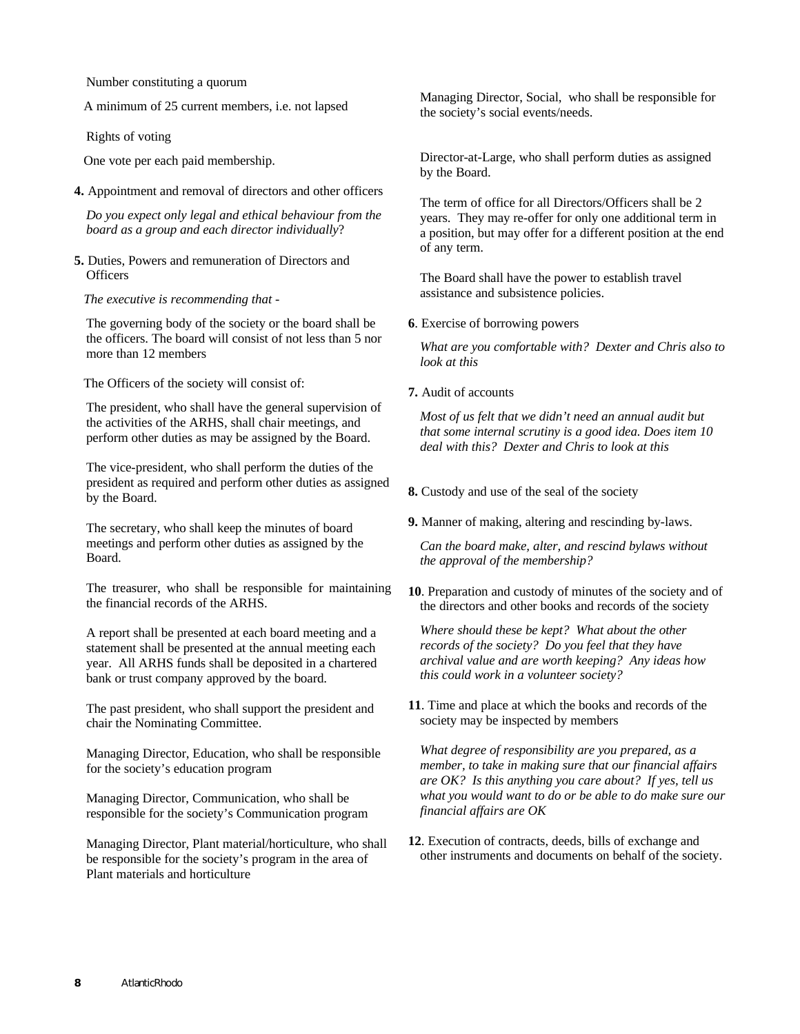Number constituting a quorum

A minimum of 25 current members, i.e. not lapsed

Rights of voting

One vote per each paid membership.

**4.** Appointment and removal of directors and other officers

*Do you expect only legal and ethical behaviour from the board as a group and each director individually*?

**5.** Duties, Powers and remuneration of Directors and Officers

*The executive is recommending that -*

The governing body of the society or the board shall be the officers. The board will consist of not less than 5 nor more than 12 members

The Officers of the society will consist of:

The president, who shall have the general supervision of the activities of the ARHS, shall chair meetings, and perform other duties as may be assigned by the Board.

The vice-president, who shall perform the duties of the president as required and perform other duties as assigned by the Board.

The secretary, who shall keep the minutes of board meetings and perform other duties as assigned by the Board.

The treasurer, who shall be responsible for maintaining the financial records of the ARHS.

A report shall be presented at each board meeting and a statement shall be presented at the annual meeting each year. All ARHS funds shall be deposited in a chartered bank or trust company approved by the board.

The past president, who shall support the president and chair the Nominating Committee.

Managing Director, Education, who shall be responsible for the society's education program

Managing Director, Communication, who shall be responsible for the society's Communication program

Managing Director, Plant material/horticulture, who shall be responsible for the society's program in the area of Plant materials and horticulture

Managing Director, Social, who shall be responsible for the society's social events/needs.

Director-at-Large, who shall perform duties as assigned by the Board.

The term of office for all Directors/Officers shall be 2 years. They may re-offer for only one additional term in a position, but may offer for a different position at the end of any term.

The Board shall have the power to establish travel assistance and subsistence policies.

**6**. Exercise of borrowing powers

*What are you comfortable with? Dexter and Chris also to look at this*

**7.** Audit of accounts

*Most of us felt that we didn't need an annual audit but that some internal scrutiny is a good idea. Does item 10 deal with this? Dexter and Chris to look at this*

**8.** Custody and use of the seal of the society

**9.** Manner of making, altering and rescinding by-laws.

*Can the board make, alter, and rescind bylaws without the approval of the membership?*

**10**. Preparation and custody of minutes of the society and of the directors and other books and records of the society

*Where should these be kept? What about the other records of the society? Do you feel that they have archival value and are worth keeping? Any ideas how this could work in a volunteer society?*

**11**. Time and place at which the books and records of the society may be inspected by members

*What degree of responsibility are you prepared, as a member, to take in making sure that our financial affairs are OK? Is this anything you care about? If yes, tell us what you would want to do or be able to do make sure our financial affairs are OK*

**12**. Execution of contracts, deeds, bills of exchange and other instruments and documents on behalf of the society.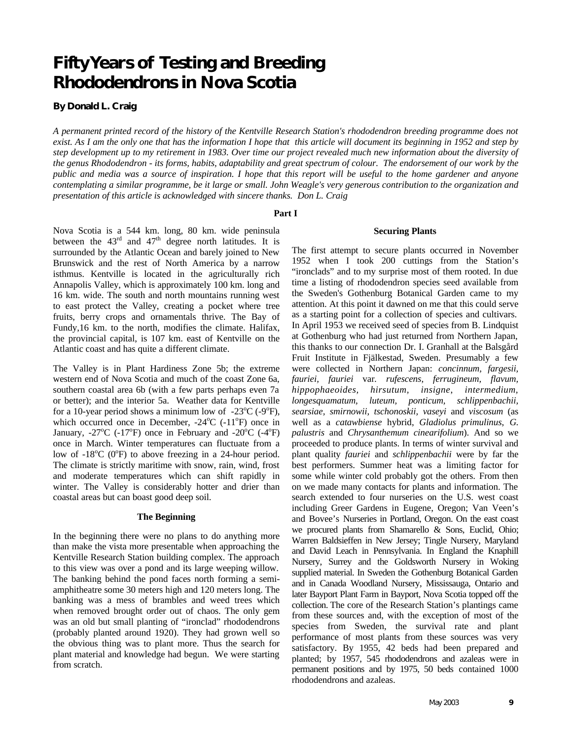# Fifty Years of Testing and Breeding Rhododendrons in Nova Scotia

**By Donald L. Craig**

*A permanent printed record of the history of the Kentville Research Station's rhododendron breeding programme does not exist. As I am the only one that has the information I hope that this article will document its beginning in 1952 and step by step development up to my retirement in 1983. Over time our project revealed much new information about the diversity of the genus Rhododendron - its forms, habits, adaptability and great spectrum of colour. The endorsement of our work by the public and media was a source of inspiration. I hope that this report will be useful to the home gardener and anyone contemplating a similar programme, be it large or small. John Weagle's very generous contribution to the organization and presentation of this article is acknowledged with sincere thanks. Don L. Craig*

**Part I**

Nova Scotia is a 544 km. long, 80 km. wide peninsula between the 43rd and 47th degree north latitudes. It is surrounded by the Atlantic Ocean and barely joined to New Brunswick and the rest of North America by a narrow isthmus. Kentville is located in the agriculturally rich Annapolis Valley, which is approximately 100 km. long and 16 km. wide. The south and north mountains running west to east protect the Valley, creating a pocket where tree fruits, berry crops and ornamentals thrive. The Bay of Fundy,16 km. to the north, modifies the climate. Halifax, the provincial capital, is 107 km. east of Kentville on the Atlantic coast and has quite a different climate.

The Valley is in Plant Hardiness Zone 5b; the extreme western end of Nova Scotia and much of the coast Zone 6a, southern coastal area 6b (with a few parts perhaps even 7a or better); and the interior 5a. Weather data for Kentville for a 10-year period shows a minimum low of -23°C (-9°F), which occurred once in December, -24°C (-11°F) once in January, -27°C (-17°F) once in February and -20°C (-4°F) once in March. Winter temperatures can fluctuate from a low of -18°C (0°F) to above freezing in a 24-hour period. The climate is strictly maritime with snow, rain, wind, frost and moderate temperatures which can shift rapidly in winter. The Valley is considerably hotter and drier than coastal areas but can boast good deep soil.

### The Beginning

In the beginning there were no plans to do anything more than make the vista more presentable when approaching the Kentville Research Station building complex. The approach to this view was over a pond and its large weeping willow. The banking behind the pond faces north forming a semi-amphitheatre some 30 meters high and 120 meters long. The banking was a mess of brambles and weed trees which when removed brought order out of chaos. The only gem was an old but small planting of "ironclad" rhododendrons (probably planted around 1920). They had grown well so the obvious thing was to plant more. Thus the search for plant material and knowledge had begun. We were starting from scratch.

### Securing Plants

The first attempt to secure plants occurred in November 1952 when I took 200 cuttings from the Station's "ironclads" and to my surprise most of them rooted. In due time a listing of rhododendron species seed available from the Sweden's Gothenburg Botanical Garden came to my attention. At this point it dawned on me that this could serve as a starting point for a collection of species and cultivars. In April 1953 we received seed of species from B. Lindquist at Gothenburg who had just returned from Northern Japan, this thanks to our connection Dr. I. Granhall at the Balsgård Fruit Institute in Fjälkestad, Sweden. Presumably a few were collected in Northern Japan: *concinnum, fargesii, fauriei, fauriei* var. *rufescens, ferrugineum, flavum, hippophaeoides, hirsutum, insigne, intermedium, longesquamatum, luteum, ponticum, schlippenbachii, searsiae, smirnowii, tschonoskii, vaseyi* and *viscosum* (as well as a *catawbiense* hybrid, *Gladiolus primulinus, G. palustris* and *Chrysanthemum cinearifolium*). And so we proceeded to produce plants. In terms of winter survival and plant quality *fauriei* and *schlippenbachii* were by far the best performers. Summer heat was a limiting factor for some while winter cold probably got the others. From then on we made many contacts for plants and information. The search extended to four nurseries on the U.S. west coast including Greer Gardens in Eugene, Oregon; Van Veen's and Bovee's Nurseries in Portland, Oregon. On the east coast we procured plants from Shamarello & Sons, Euclid, Ohio; Warren Baldsieffen in New Jersey; Tingle Nursery, Maryland and David Leach in Pennsylvania. In England the Knaphill Nursery, Surrey and the Goldsworth Nursery in Woking supplied material. In Sweden the Gothenburg Botanical Garden and in Canada Woodland Nursery, Mississauga, Ontario and later Bayport Plant Farm in Bayport, Nova Scotia topped off the collection. The core of the Research Station's plantings came from these sources and, with the exception of most of the species from Sweden, the survival rate and plant performance of most plants from these sources was very satisfactory. By 1955, 42 beds had been prepared and planted; by 1957, 545 rhododendrons and azaleas were in permanent positions and by 1975, 50 beds contained 1000 rhododendrons and azaleas.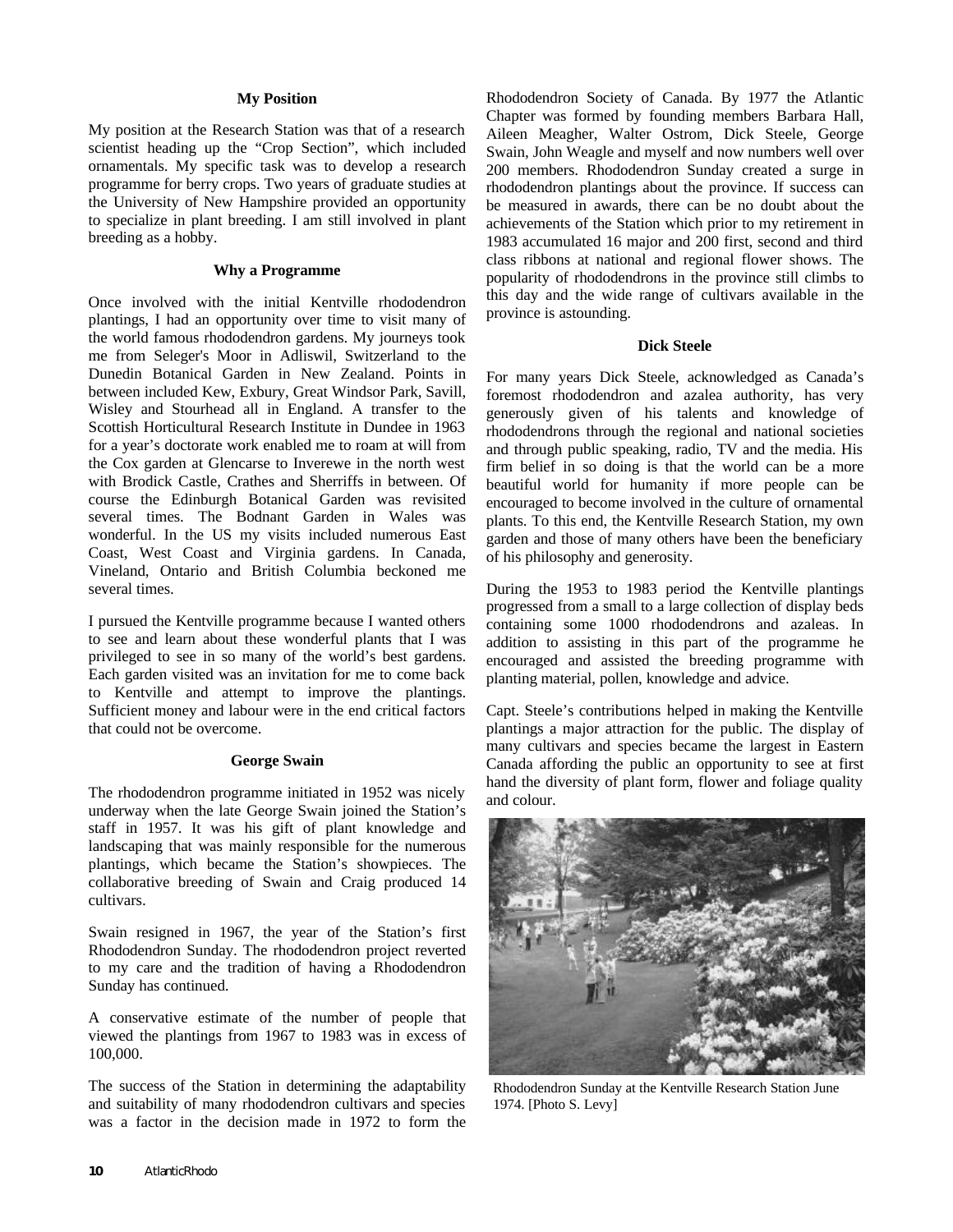### My Position

My position at the Research Station was that of a research scientist heading up the "Crop Section", which included ornamentals. My specific task was to develop a research programme for berry crops. Two years of graduate studies at the University of New Hampshire provided an opportunity to specialize in plant breeding. I am still involved in plant breeding as a hobby.

### Why a Programme

Once involved with the initial Kentville rhododendron plantings, I had an opportunity over time to visit many of the world famous rhododendron gardens. My journeys took me from Seleger's Moor in Adliswil, Switzerland to the Dunedin Botanical Garden in New Zealand. Points in between included Kew, Exbury, Great Windsor Park, Savill, Wisley and Stourhead all in England. A transfer to the Scottish Horticultural Research Institute in Dundee in 1963 for a year's doctorate work enabled me to roam at will from the Cox garden at Glencarse to Inverewe in the north west with Brodick Castle, Crathes and Sherriffs in between. Of course the Edinburgh Botanical Garden was revisited several times. The Bodnant Garden in Wales was wonderful. In the US my visits included numerous East Coast, West Coast and Virginia gardens. In Canada, Vineland, Ontario and British Columbia beckoned me several times.

I pursued the Kentville programme because I wanted others to see and learn about these wonderful plants that I was privileged to see in so many of the world's best gardens. Each garden visited was an invitation for me to come back to Kentville and attempt to improve the plantings. Sufficient money and labour were in the end critical factors that could not be overcome.

### George Swain

The rhododendron programme initiated in 1952 was nicely underway when the late George Swain joined the Station's staff in 1957. It was his gift of plant knowledge and landscaping that was mainly responsible for the numerous plantings, which became the Station's showpieces. The collaborative breeding of Swain and Craig produced 14 cultivars.

Swain resigned in 1967, the year of the Station's first Rhododendron Sunday. The rhododendron project reverted to my care and the tradition of having a Rhododendron Sunday has continued.

A conservative estimate of the number of people that viewed the plantings from 1967 to 1983 was in excess of 100,000.

The success of the Station in determining the adaptability and suitability of many rhododendron cultivars and species was a factor in the decision made in 1972 to form the Rhododendron Society of Canada. By 1977 the Atlantic Chapter was formed by founding members Barbara Hall, Aileen Meagher, Walter Ostrom, Dick Steele, George Swain, John Weagle and myself and now numbers well over 200 members. Rhododendron Sunday created a surge in rhododendron plantings about the province. If success can be measured in awards, there can be no doubt about the achievements of the Station which prior to my retirement in 1983 accumulated 16 major and 200 first, second and third class ribbons at national and regional flower shows. The popularity of rhododendrons in the province still climbs to this day and the wide range of cultivars available in the province is astounding.

### Dick Steele

For many years Dick Steele, acknowledged as Canada's foremost rhododendron and azalea authority, has very generously given of his talents and knowledge of rhododendrons through the regional and national societies and through public speaking, radio, TV and the media. His firm belief in so doing is that the world can be a more beautiful world for humanity if more people can be encouraged to become involved in the culture of ornamental plants. To this end, the Kentville Research Station, my own garden and those of many others have been the beneficiary of his philosophy and generosity.

During the 1953 to 1983 period the Kentville plantings progressed from a small to a large collection of display beds containing some 1000 rhododendrons and azaleas. In addition to assisting in this part of the programme he encouraged and assisted the breeding programme with planting material, pollen, knowledge and advice.

Capt. Steele's contributions helped in making the Kentville plantings a major attraction for the public. The display of many cultivars and species became the largest in Eastern Canada affording the public an opportunity to see at first hand the diversity of plant form, flower and foliage quality and colour.

Rhododendron Sunday at the Kentville Research Station June 1974. [Photo S. Levy]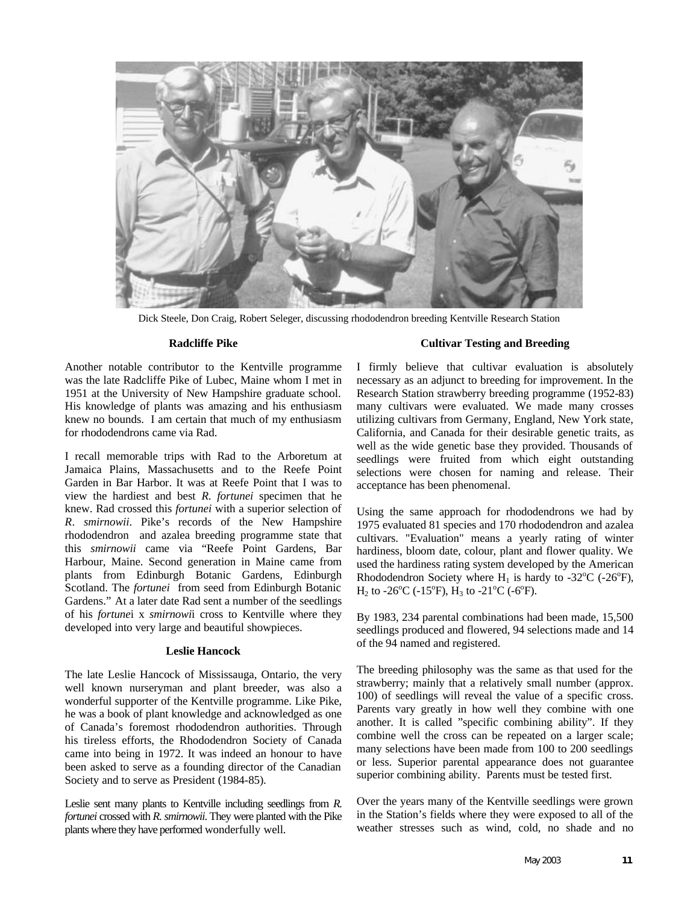Dick Steele, Don Craig, Robert Seleger, discussing rhododendron breeding Kentville Research Station

### Radcliffe Pike

Another notable contributor to the Kentville programme was the late Radcliffe Pike of Lubec, Maine whom I met in 1951 at the University of New Hampshire graduate school. His knowledge of plants was amazing and his enthusiasm knew no bounds. I am certain that much of my enthusiasm for rhododendrons came via Rad.

I recall memorable trips with Rad to the Arboretum at Jamaica Plains, Massachusetts and to the Reefe Point Garden in Bar Harbor. It was at Reefe Point that I was to view the hardiest and best *R. fortunei* specimen that he knew. Rad crossed this *fortunei* with a superior selection of *R*. *smirnowii*. Pike's records of the New Hampshire rhododendron and azalea breeding programme state that this *smirnowii* came via "Reefe Point Gardens, Bar Harbour, Maine. Second generation in Maine came from plants from Edinburgh Botanic Gardens, Edinburgh Scotland. The *fortunei* from seed from Edinburgh Botanic Gardens." At a later date Rad sent a number of the seedlings of his *fortune*i x *smirnowi*i cross to Kentville where they developed into very large and beautiful showpieces.

### Leslie Hancock

The late Leslie Hancock of Mississauga, Ontario, the very well known nurseryman and plant breeder, was also a wonderful supporter of the Kentville programme. Like Pike, he was a book of plant knowledge and acknowledged as one of Canada's foremost rhododendron authorities. Through his tireless efforts, the Rhododendron Society of Canada came into being in 1972. It was indeed an honour to have been asked to serve as a founding director of the Canadian Society and to serve as President (1984-85).

Leslie sent many plants to Kentville including seedlings from *R. fortunei* crossed with *R. smirnowii*. They were planted with the Pike plants where they have performed wonderfully well.

### Cultivar Testing and Breeding

I firmly believe that cultivar evaluation is absolutely necessary as an adjunct to breeding for improvement. In the Research Station strawberry breeding programme (1952-83) many cultivars were evaluated. We made many crosses utilizing cultivars from Germany, England, New York state, California, and Canada for their desirable genetic traits, as well as the wide genetic base they provided. Thousands of seedlings were fruited from which eight outstanding selections were chosen for naming and release. Their acceptance has been phenomenal.

Using the same approach for rhododendrons we had by 1975 evaluated 81 species and 170 rhododendron and azalea cultivars. "Evaluation" means a yearly rating of winter hardiness, bloom date, colour, plant and flower quality. We used the hardiness rating system developed by the American Rhododendron Society where $H_1$ is hardy to -32°C (-26°F), $H_2$ to -26°C (-15°F), $H_3$ to -21°C (-6°F).

By 1983, 234 parental combinations had been made, 15,500 seedlings produced and flowered, 94 selections made and 14 of the 94 named and registered.

The breeding philosophy was the same as that used for the strawberry; mainly that a relatively small number (approx. 100) of seedlings will reveal the value of a specific cross. Parents vary greatly in how well they combine with one another. It is called "specific combining ability". If they combine well the cross can be repeated on a larger scale; many selections have been made from 100 to 200 seedlings or less. Superior parental appearance does not guarantee superior combining ability. Parents must be tested first.

Over the years many of the Kentville seedlings were grown in the Station's fields where they were exposed to all of the weather stresses such as wind, cold, no shade and no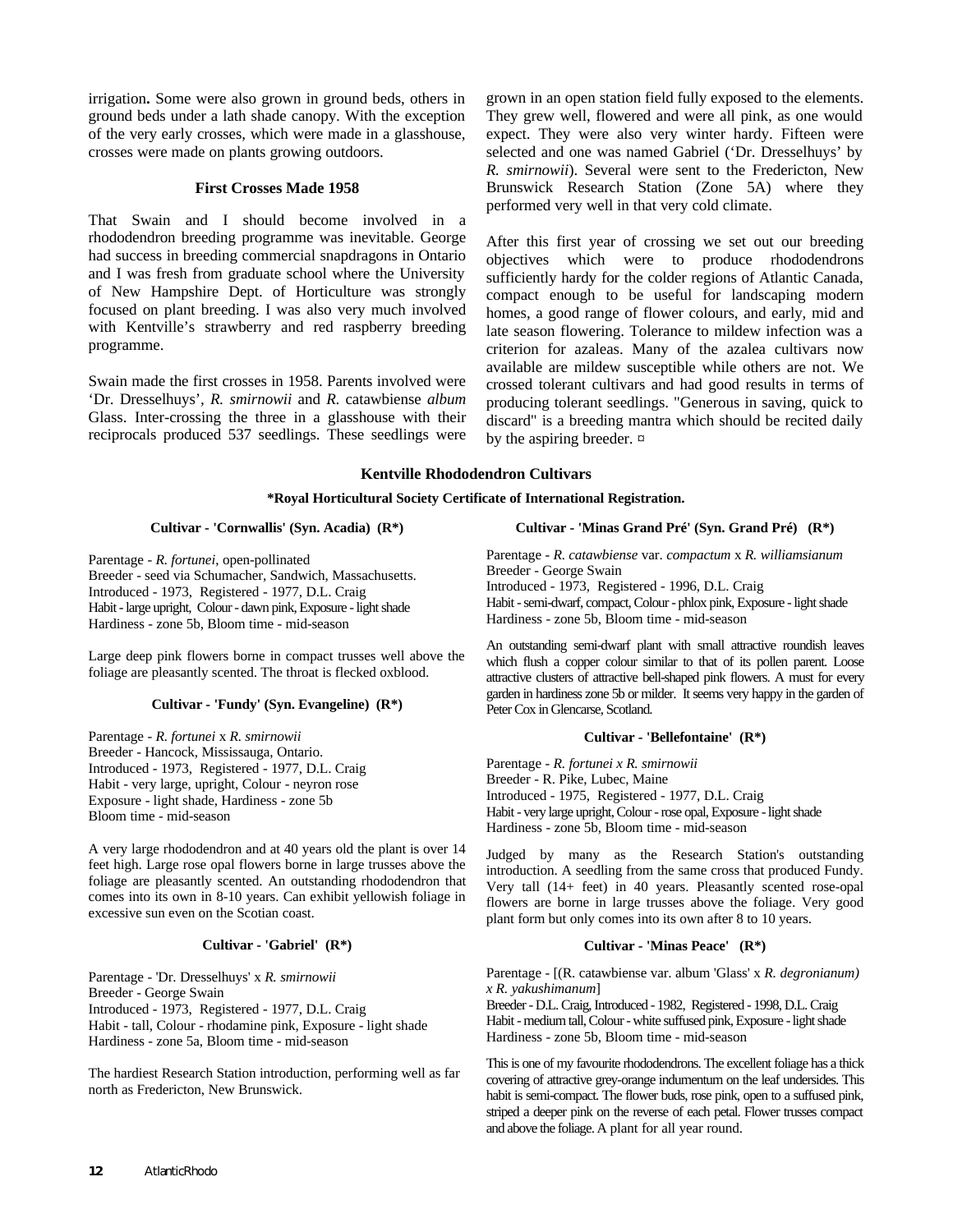irrigation**.** Some were also grown in ground beds, others in ground beds under a lath shade canopy. With the exception of the very early crosses, which were made in a glasshouse, crosses were made on plants growing outdoors.

### First Crosses Made 1958

That Swain and I should become involved in a rhododendron breeding programme was inevitable. George had success in breeding commercial snapdragons in Ontario and I was fresh from graduate school where the University of New Hampshire Dept. of Horticulture was strongly focused on plant breeding. I was also very much involved with Kentville's strawberry and red raspberry breeding programme.

Swain made the first crosses in 1958. Parents involved were 'Dr. Dresselhuys', *R. smirnowii* and *R.* catawbiense *album* Glass. Inter-crossing the three in a glasshouse with their reciprocals produced 537 seedlings. These seedlings were grown in an open station field fully exposed to the elements. They grew well, flowered and were all pink, as one would expect. They were also very winter hardy. Fifteen were selected and one was named Gabriel ('Dr. Dresselhuys' by *R. smirnowii*). Several were sent to the Fredericton, New Brunswick Research Station (Zone 5A) where they performed very well in that very cold climate.

After this first year of crossing we set out our breeding objectives which were to produce rhododendrons sufficiently hardy for the colder regions of Atlantic Canada, compact enough to be useful for landscaping modern homes, a good range of flower colours, and early, mid and late season flowering. Tolerance to mildew infection was a criterion for azaleas. Many of the azalea cultivars now available are mildew susceptible while others are not. We crossed tolerant cultivars and had good results in terms of producing tolerant seedlings. "Generous in saving, quick to discard" is a breeding mantra which should be recited daily by the aspiring breeder. ¤

## Kentville Rhododendron Cultivars

**\*Royal Horticultural Society Certificate of International Registration.**

#### Cultivar - 'Cornwallis' (Syn. Acadia) (R*)

Parentage - *R. fortunei*, open-pollinated
Breeder - seed via Schumacher, Sandwich, Massachusetts.
Introduced - 1973, Registered - 1977, D.L. Craig
Habit - large upright, Colour - dawn pink, Exposure - light shade
Hardiness - zone 5b, Bloom time - mid-season

Large deep pink flowers borne in compact trusses well above the foliage are pleasantly scented. The throat is flecked oxblood.

#### Cultivar - 'Fundy' (Syn. Evangeline) (R*)

Parentage - *R. fortunei* x *R. smirnowii*
Breeder - Hancock, Mississauga, Ontario.
Introduced - 1973, Registered - 1977, D.L. Craig
Habit - very large, upright, Colour - neyron rose
Exposure - light shade, Hardiness - zone 5b
Bloom time - mid-season

A very large rhododendron and at 40 years old the plant is over 14 feet high. Large rose opal flowers borne in large trusses above the foliage are pleasantly scented. An outstanding rhododendron that comes into its own in 8-10 years. Can exhibit yellowish foliage in excessive sun even on the Scotian coast.

#### Cultivar - 'Gabriel' (R*)

Parentage - 'Dr. Dresselhuys' x *R. smirnowii*
Breeder - George Swain
Introduced - 1973, Registered - 1977, D.L. Craig
Habit - tall, Colour - rhodamine pink, Exposure - light shade
Hardiness - zone 5a, Bloom time - mid-season

The hardiest Research Station introduction, performing well as far north as Fredericton, New Brunswick.

#### Cultivar - 'Minas Grand Pré' (Syn. Grand Pré) (R*)

Parentage - *R. catawbiense* var. *compactum* x *R. williamsianum*
Breeder - George Swain
Introduced - 1973, Registered - 1996, D.L. Craig
Habit - semi-dwarf, compact, Colour - phlox pink, Exposure - light shade
Hardiness - zone 5b, Bloom time - mid-season

An outstanding semi-dwarf plant with small attractive roundish leaves which flush a copper colour similar to that of its pollen parent. Loose attractive clusters of attractive bell-shaped pink flowers. A must for every garden in hardiness zone 5b or milder. It seems very happy in the garden of Peter Cox in Glencarse, Scotland.

#### Cultivar - 'Bellefontaine' (R*)

Parentage - *R. fortunei x R. smirnowii*
Breeder - R. Pike, Lubec, Maine
Introduced - 1975, Registered - 1977, D.L. Craig
Habit - very large upright, Colour - rose opal, Exposure - light shade
Hardiness - zone 5b, Bloom time - mid-season

Judged by many as the Research Station's outstanding introduction. A seedling from the same cross that produced Fundy. Very tall (14+ feet) in 40 years. Pleasantly scented rose-opal flowers are borne in large trusses above the foliage. Very good plant form but only comes into its own after 8 to 10 years.

#### Cultivar - 'Minas Peace' (R*)

Parentage - [(R. catawbiense var. album 'Glass' x *R. degronianum) x R. yakushimanum*]
Breeder - D.L. Craig, Introduced - 1982, Registered - 1998, D.L. Craig
Habit - medium tall, Colour - white suffused pink, Exposure - light shade
Hardiness - zone 5b, Bloom time - mid-season

This is one of my favourite rhododendrons. The excellent foliage has a thick covering of attractive grey-orange indumentum on the leaf undersides. This habit is semi-compact. The flower buds, rose pink, open to a suffused pink, striped a deeper pink on the reverse of each petal. Flower trusses compact and above the foliage. A plant for all year round.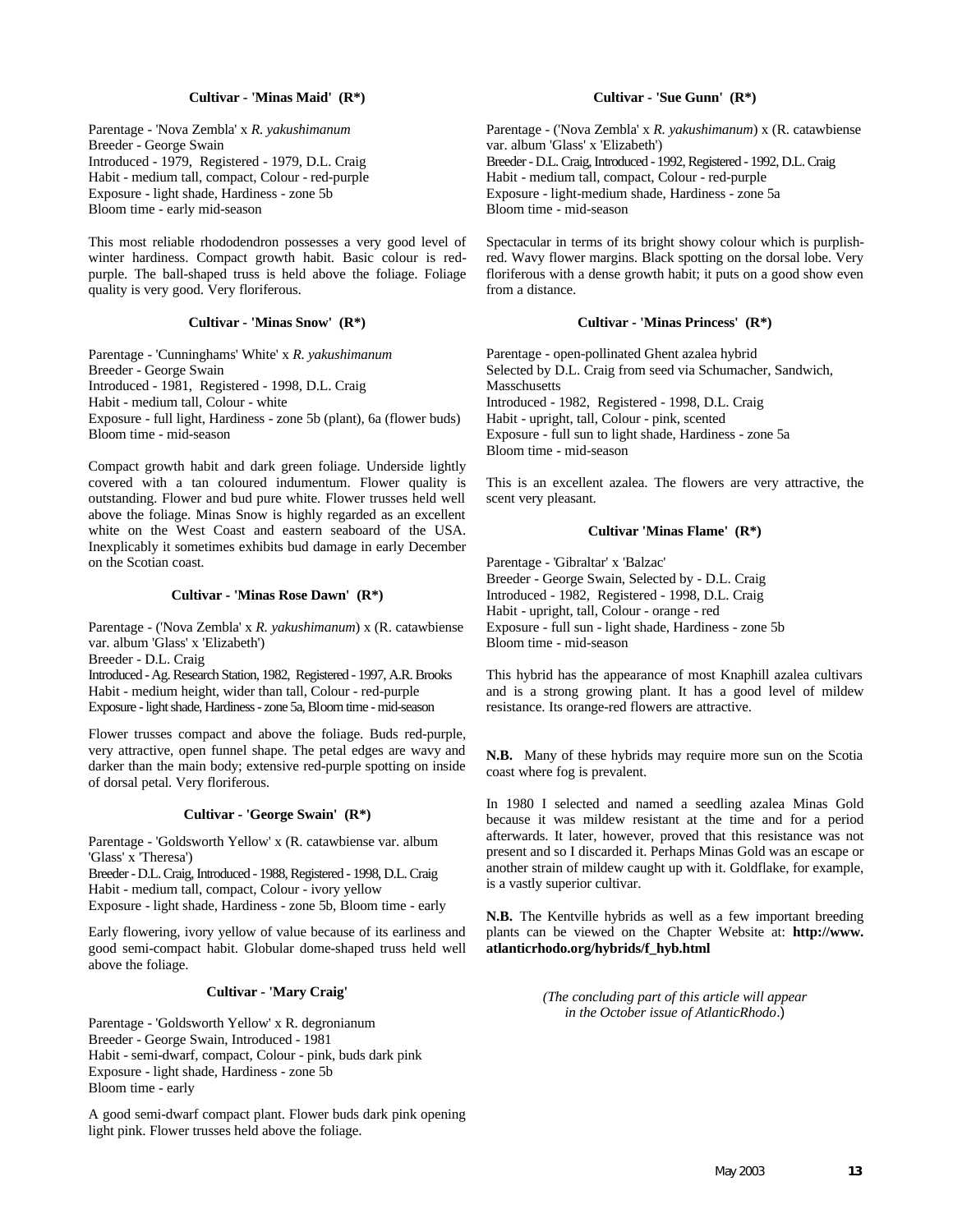### Cultivar - 'Minas Maid' (R*)

Parentage - 'Nova Zembla' x *R. yakushimanum*
Breeder - George Swain
Introduced - 1979, Registered - 1979, D.L. Craig
Habit - medium tall, compact, Colour - red-purple
Exposure - light shade, Hardiness - zone 5b
Bloom time - early mid-season

This most reliable rhododendron possesses a very good level of winter hardiness. Compact growth habit. Basic colour is red-purple. The ball-shaped truss is held above the foliage. Foliage quality is very good. Very floriferous.

### Cultivar - 'Minas Snow' (R*)

Parentage - 'Cunninghams' White' x *R. yakushimanum*
Breeder - George Swain
Introduced - 1981, Registered - 1998, D.L. Craig
Habit - medium tall, Colour - white
Exposure - full light, Hardiness - zone 5b (plant), 6a (flower buds)
Bloom time - mid-season

Compact growth habit and dark green foliage. Underside lightly covered with a tan coloured indumentum. Flower quality is outstanding. Flower and bud pure white. Flower trusses held well above the foliage. Minas Snow is highly regarded as an excellent white on the West Coast and eastern seaboard of the USA. Inexplicably it sometimes exhibits bud damage in early December on the Scotian coast.

### Cultivar - 'Minas Rose Dawn' (R*)

Parentage - ('Nova Zembla' x *R. yakushimanum*) x (R. catawbiense var. album 'Glass' x 'Elizabeth')
Breeder - D.L. Craig
Introduced - Ag. Research Station, 1982, Registered - 1997, A.R. Brooks
Habit - medium height, wider than tall, Colour - red-purple
Exposure - light shade, Hardiness - zone 5a, Bloom time - mid-season

Flower trusses compact and above the foliage. Buds red-purple, very attractive, open funnel shape. The petal edges are wavy and darker than the main body; extensive red-purple spotting on inside of dorsal petal. Very floriferous.

### Cultivar - 'George Swain' (R*)

Parentage - 'Goldsworth Yellow' x (R. catawbiense var. album 'Glass' x 'Theresa')
Breeder - D.L. Craig, Introduced - 1988, Registered - 1998, D.L. Craig
Habit - medium tall, compact, Colour - ivory yellow
Exposure - light shade, Hardiness - zone 5b, Bloom time - early

Early flowering, ivory yellow of value because of its earliness and good semi-compact habit. Globular dome-shaped truss held well above the foliage.

### Cultivar - 'Mary Craig'

Parentage - 'Goldsworth Yellow' x R. degronianum
Breeder - George Swain, Introduced - 1981
Habit - semi-dwarf, compact, Colour - pink, buds dark pink
Exposure - light shade, Hardiness - zone 5b
Bloom time - early

A good semi-dwarf compact plant. Flower buds dark pink opening light pink. Flower trusses held above the foliage.

### Cultivar - 'Sue Gunn' (R*)

Parentage - ('Nova Zembla' x *R. yakushimanum*) x (R. catawbiense var. album 'Glass' x 'Elizabeth')
Breeder - D.L. Craig, Introduced - 1992, Registered - 1992, D.L. Craig
Habit - medium tall, compact, Colour - red-purple
Exposure - light-medium shade, Hardiness - zone 5a
Bloom time - mid-season

Spectacular in terms of its bright showy colour which is purplish-red. Wavy flower margins. Black spotting on the dorsal lobe. Very floriferous with a dense growth habit; it puts on a good show even from a distance.

### Cultivar - 'Minas Princess' (R*)

Parentage - open-pollinated Ghent azalea hybrid
Selected by D.L. Craig from seed via Schumacher, Sandwich, Masschusetts
Introduced - 1982, Registered - 1998, D.L. Craig
Habit - upright, tall, Colour - pink, scented
Exposure - full sun to light shade, Hardiness - zone 5a
Bloom time - mid-season

This is an excellent azalea. The flowers are very attractive, the scent very pleasant.

### Cultivar 'Minas Flame' (R*)

Parentage - 'Gibraltar' x 'Balzac'
Breeder - George Swain, Selected by - D.L. Craig
Introduced - 1982, Registered - 1998, D.L. Craig
Habit - upright, tall, Colour - orange - red
Exposure - full sun - light shade, Hardiness - zone 5b
Bloom time - mid-season

This hybrid has the appearance of most Knaphill azalea cultivars and is a strong growing plant. It has a good level of mildew resistance. Its orange-red flowers are attractive.

**N.B.** Many of these hybrids may require more sun on the Scotia coast where fog is prevalent.

In 1980 I selected and named a seedling azalea Minas Gold because it was mildew resistant at the time and for a period afterwards. It later, however, proved that this resistance was not present and so I discarded it. Perhaps Minas Gold was an escape or another strain of mildew caught up with it. Goldflake, for example, is a vastly superior cultivar.

**N.B.** The Kentville hybrids as well as a few important breeding plants can be viewed on the Chapter Website at: **http://www.atlanticrhodo.org/hybrids/f_hyb.html**

*(The concluding part of this article will appear in the October issue of AtlanticRhodo*.)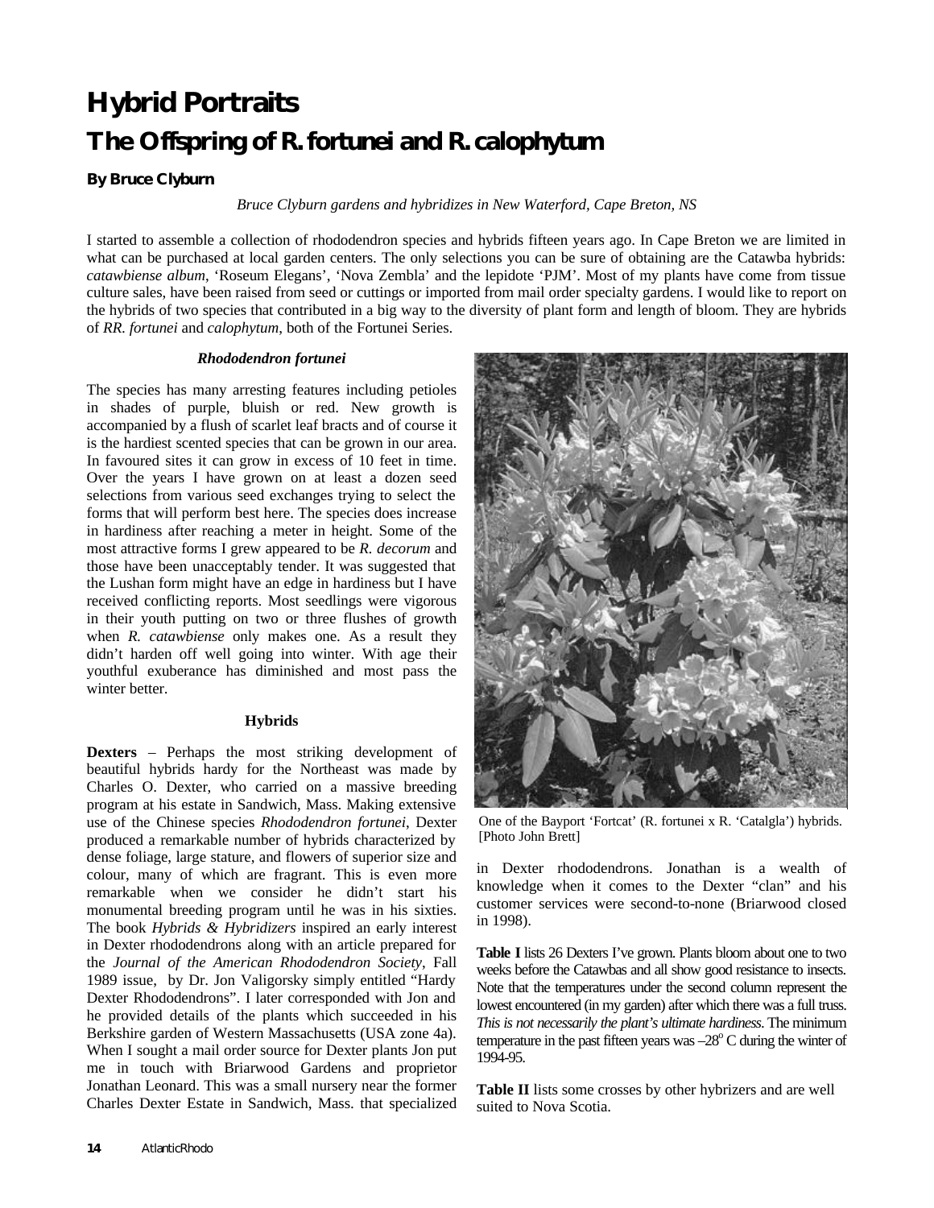# Hybrid Portraits

## The Offspring of R. fortunei and R. calophytum

**By Bruce Clyburn**

*Bruce Clyburn gardens and hybridizes in New Waterford, Cape Breton, NS*

I started to assemble a collection of rhododendron species and hybrids fifteen years ago. In Cape Breton we are limited in what can be purchased at local garden centers. The only selections you can be sure of obtaining are the Catawba hybrids: *catawbiense album*, 'Roseum Elegans', 'Nova Zembla' and the lepidote 'PJM'. Most of my plants have come from tissue culture sales, have been raised from seed or cuttings or imported from mail order specialty gardens. I would like to report on the hybrids of two species that contributed in a big way to the diversity of plant form and length of bloom. They are hybrids of *RR. fortunei* and *calophytum*, both of the Fortunei Series.

### *Rhododendron fortunei*

The species has many arresting features including petioles in shades of purple, bluish or red. New growth is accompanied by a flush of scarlet leaf bracts and of course it is the hardiest scented species that can be grown in our area. In favoured sites it can grow in excess of 10 feet in time. Over the years I have grown on at least a dozen seed selections from various seed exchanges trying to select the forms that will perform best here. The species does increase in hardiness after reaching a meter in height. Some of the most attractive forms I grew appeared to be *R. decorum* and those have been unacceptably tender. It was suggested that the Lushan form might have an edge in hardiness but I have received conflicting reports. Most seedlings were vigorous in their youth putting on two or three flushes of growth when *R. catawbiense* only makes one. As a result they didn't harden off well going into winter. With age their youthful exuberance has diminished and most pass the winter better.

### Hybrids

**Dexters** – Perhaps the most striking development of beautiful hybrids hardy for the Northeast was made by Charles O. Dexter, who carried on a massive breeding program at his estate in Sandwich, Mass. Making extensive use of the Chinese species *Rhododendron fortunei*, Dexter produced a remarkable number of hybrids characterized by dense foliage, large stature, and flowers of superior size and colour, many of which are fragrant. This is even more remarkable when we consider he didn't start his monumental breeding program until he was in his sixties. The book *Hybrids & Hybridizers* inspired an early interest in Dexter rhododendrons along with an article prepared for the *Journal of the American Rhododendron Society*, Fall 1989 issue, by Dr. Jon Valigorsky simply entitled "Hardy Dexter Rhododendrons". I later corresponded with Jon and he provided details of the plants which succeeded in his Berkshire garden of Western Massachusetts (USA zone 4a). When I sought a mail order source for Dexter plants Jon put me in touch with Briarwood Gardens and proprietor Jonathan Leonard. This was a small nursery near the former Charles Dexter Estate in Sandwich, Mass. that specialized in Dexter rhododendrons. Jonathan is a wealth of knowledge when it comes to the Dexter "clan" and his customer services were second-to-none (Briarwood closed in 1998).

One of the Bayport 'Fortcat' (R. fortunei x R. 'Catalgla') hybrids. [Photo John Brett]

**Table I** lists 26 Dexters I've grown. Plants bloom about one to two weeks before the Catawbas and all show good resistance to insects. Note that the temperatures under the second column represent the lowest encountered (in my garden) after which there was a full truss. *This is not necessarily the plant's ultimate hardiness.* The minimum temperature in the past fifteen years was –28° C during the winter of 1994-95.

**Table II** lists some crosses by other hybrizers and are well suited to Nova Scotia.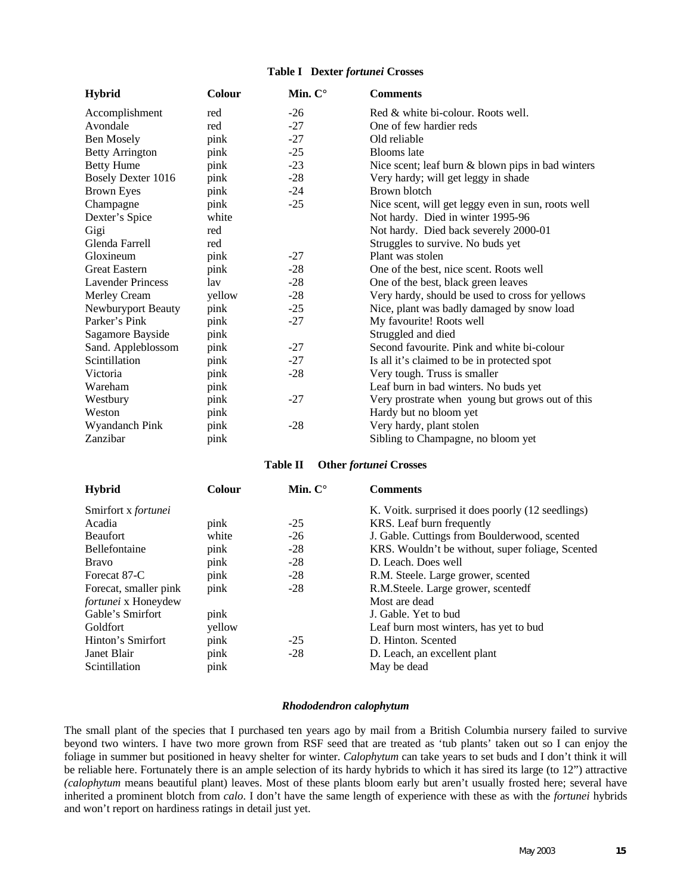**Table I Dexter *fortunei* Crosses**

| Hybrid | Colour | Min. C° | Comments |
|---|---|---|---|
| Accomplishment | red | -26 | Red & white bi-colour. Roots well. |
| Avondale | red | -27 | One of few hardier reds |
| Ben Mosely | pink | -27 | Old reliable |
| Betty Arrington | pink | -25 | Blooms late |
| Betty Hume | pink | -23 | Nice scent; leaf burn & blown pips in bad winters |
| Bosely Dexter 1016 | pink | -28 | Very hardy; will get leggy in shade |
| Brown Eyes | pink | -24 | Brown blotch |
| Champagne | pink | -25 | Nice scent, will get leggy even in sun, roots well |
| Dexter's Spice | white | | Not hardy. Died in winter 1995-96 |
| Gigi | red | | Not hardy. Died back severely 2000-01 |
| Glenda Farrell | red | | Struggles to survive. No buds yet |
| Gloxineum | pink | -27 | Plant was stolen |
| Great Eastern | pink | -28 | One of the best, nice scent. Roots well |
| Lavender Princess | lav | -28 | One of the best, black green leaves |
| Merley Cream | yellow | -28 | Very hardy, should be used to cross for yellows |
| Newburyport Beauty | pink | -25 | Nice, plant was badly damaged by snow load |
| Parker's Pink | pink | -27 | My favourite! Roots well |
| Sagamore Bayside | pink | | Struggled and died |
| Sand. Appleblossom | pink | -27 | Second favourite. Pink and white bi-colour |
| Scintillation | pink | -27 | Is all it's claimed to be in protected spot |
| Victoria | pink | -28 | Very tough. Truss is smaller |
| Wareham | pink | | Leaf burn in bad winters. No buds yet |
| Westbury | pink | -27 | Very prostrate when young but grows out of this |
| Weston | pink | | Hardy but no bloom yet |
| Wyandanch Pink | pink | -28 | Very hardy, plant stolen |
| Zanzibar | pink | | Sibling to Champagne, no bloom yet |

**Table II Other *fortunei* Crosses**

| Hybrid | Colour | Min. C° | Comments |
|---|---|---|---|
| Smirfort x *fortunei* | | | K. Voitk. surprised it does poorly (12 seedlings) |
| Acadia | pink | -25 | KRS. Leaf burn frequently |
| Beaufort | white | -26 | J. Gable. Cuttings from Boulderwood, scented |
| Bellefontaine | pink | -28 | KRS. Wouldn't be without, super foliage, Scented |
| Bravo | pink | -28 | D. Leach. Does well |
| Forecat 87-C | pink | -28 | R.M. Steele. Large grower, scented |
| Forecat, smaller pink | pink | -28 | R.M.Steele. Large grower, scentedf |
| *fortunei* x Honeydew | | | Most are dead |
| Gable's Smirfort | pink | | J. Gable. Yet to bud |
| Goldfort | yellow | | Leaf burn most winters, has yet to bud |
| Hinton's Smirfort | pink | -25 | D. Hinton. Scented |
| Janet Blair | pink | -28 | D. Leach, an excellent plant |
| Scintillation | pink | | May be dead |

### *Rhododendron calophytum*

The small plant of the species that I purchased ten years ago by mail from a British Columbia nursery failed to survive beyond two winters. I have two more grown from RSF seed that are treated as 'tub plants' taken out so I can enjoy the foliage in summer but positioned in heavy shelter for winter. *Calophytum* can take years to set buds and I don't think it will be reliable here. Fortunately there is an ample selection of its hardy hybrids to which it has sired its large (to 12") attractive *(calophytum* means beautiful plant) leaves. Most of these plants bloom early but aren't usually frosted here; several have inherited a prominent blotch from *calo*. I don't have the same length of experience with these as with the *fortunei* hybrids and won't report on hardiness ratings in detail just yet.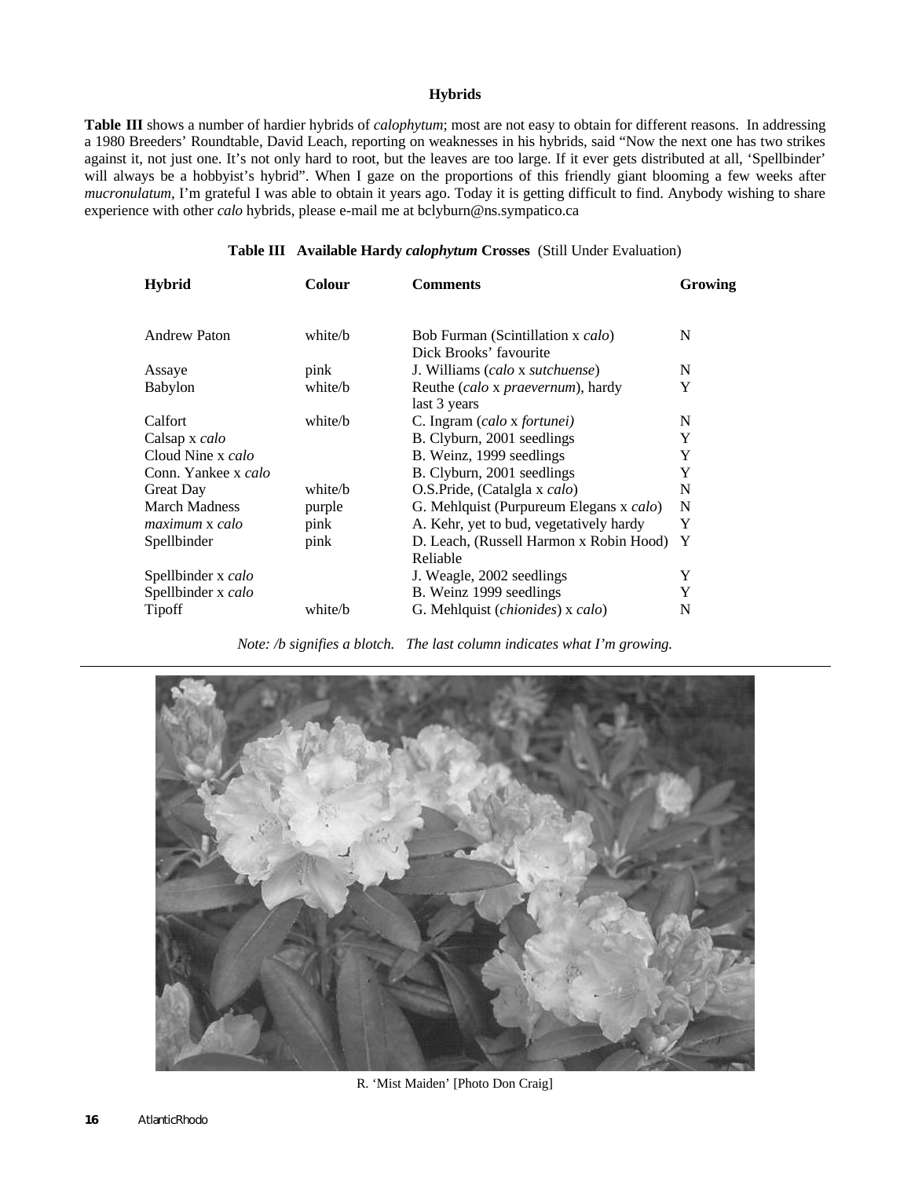### Hybrids

**Table III** shows a number of hardier hybrids of *calophytum*; most are not easy to obtain for different reasons. In addressing a 1980 Breeders' Roundtable, David Leach, reporting on weaknesses in his hybrids, said "Now the next one has two strikes against it, not just one. It's not only hard to root, but the leaves are too large. If it ever gets distributed at all, 'Spellbinder' will always be a hobbyist's hybrid". When I gaze on the proportions of this friendly giant blooming a few weeks after *mucronulatum*, I'm grateful I was able to obtain it years ago. Today it is getting difficult to find. Anybody wishing to share experience with other *calo* hybrids, please e-mail me at bclyburn@ns.sympatico.ca

**Table III Available Hardy *calophytum* Crosses** (Still Under Evaluation)

| Hybrid | Colour | Comments | Growing |
|---|---|---|---|
| Andrew Paton | white/b | Bob Furman (Scintillation x *calo*) Dick Brooks' favourite | N |
| Assaye | pink | J. Williams (*calo* x *sutchuense*) | N |
| Babylon | white/b | Reuthe (*calo* x *praevernum*), hardy last 3 years | Y |
| Calfort | white/b | C. Ingram (*calo* x *fortunei)* | N |
| Calsap x *calo* | | B. Clyburn, 2001 seedlings | Y |
| Cloud Nine x *calo* | | B. Weinz, 1999 seedlings | Y |
| Conn. Yankee x *calo* | | B. Clyburn, 2001 seedlings | Y |
| Great Day | white/b | O.S.Pride, (Catalgla x *calo*) | N |
| March Madness | purple | G. Mehlquist (Purpureum Elegans x *calo*) | N |
| *maximum* x *calo* | pink | A. Kehr, yet to bud, vegetatively hardy | Y |
| Spellbinder | pink | D. Leach, (Russell Harmon x Robin Hood) Reliable | Y |
| Spellbinder x *calo* | | J. Weagle, 2002 seedlings | Y |
| Spellbinder x *calo* | | B. Weinz 1999 seedlings | Y |
| Tipoff | white/b | G. Mehlquist (*chionides*) x *calo*) | N |

*Note: /b signifies a blotch. The last column indicates what I'm growing.*

R. 'Mist Maiden' [Photo Don Craig]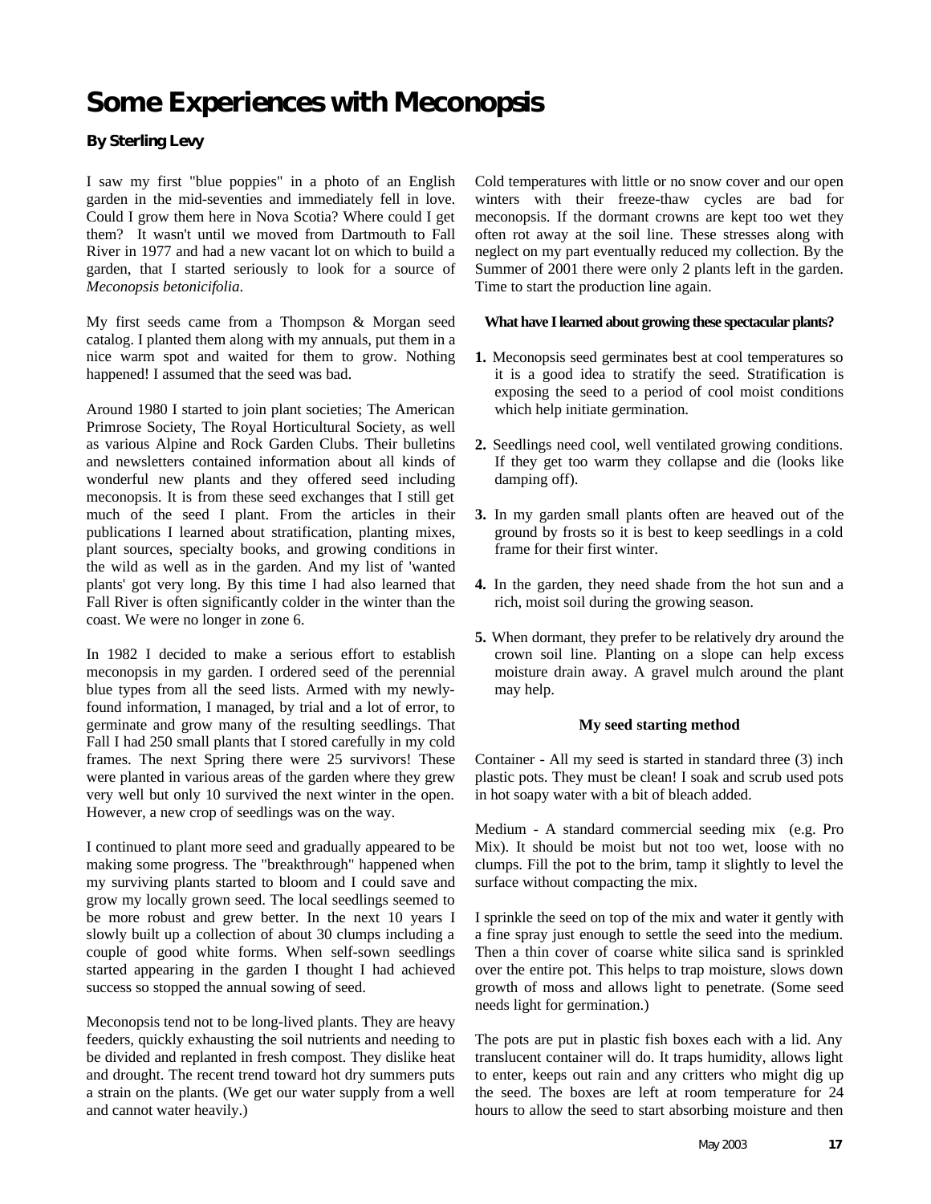# Some Experiences with Meconopsis

**By Sterling Levy**

I saw my first "blue poppies" in a photo of an English garden in the mid-seventies and immediately fell in love. Could I grow them here in Nova Scotia? Where could I get them? It wasn't until we moved from Dartmouth to Fall River in 1977 and had a new vacant lot on which to build a garden, that I started seriously to look for a source of *Meconopsis betonicifolia*.

My first seeds came from a Thompson & Morgan seed catalog. I planted them along with my annuals, put them in a nice warm spot and waited for them to grow. Nothing happened! I assumed that the seed was bad.

Around 1980 I started to join plant societies; The American Primrose Society, The Royal Horticultural Society, as well as various Alpine and Rock Garden Clubs. Their bulletins and newsletters contained information about all kinds of wonderful new plants and they offered seed including meconopsis. It is from these seed exchanges that I still get much of the seed I plant. From the articles in their publications I learned about stratification, planting mixes, plant sources, specialty books, and growing conditions in the wild as well as in the garden. And my list of 'wanted plants' got very long. By this time I had also learned that Fall River is often significantly colder in the winter than the coast. We were no longer in zone 6.

In 1982 I decided to make a serious effort to establish meconopsis in my garden. I ordered seed of the perennial blue types from all the seed lists. Armed with my newly-found information, I managed, by trial and a lot of error, to germinate and grow many of the resulting seedlings. That Fall I had 250 small plants that I stored carefully in my cold frames. The next Spring there were 25 survivors! These were planted in various areas of the garden where they grew very well but only 10 survived the next winter in the open. However, a new crop of seedlings was on the way.

I continued to plant more seed and gradually appeared to be making some progress. The "breakthrough" happened when my surviving plants started to bloom and I could save and grow my locally grown seed. The local seedlings seemed to be more robust and grew better. In the next 10 years I slowly built up a collection of about 30 clumps including a couple of good white forms. When self-sown seedlings started appearing in the garden I thought I had achieved success so stopped the annual sowing of seed.

Meconopsis tend not to be long-lived plants. They are heavy feeders, quickly exhausting the soil nutrients and needing to be divided and replanted in fresh compost. They dislike heat and drought. The recent trend toward hot dry summers puts a strain on the plants. (We get our water supply from a well and cannot water heavily.)

Cold temperatures with little or no snow cover and our open winters with their freeze-thaw cycles are bad for meconopsis. If the dormant crowns are kept too wet they often rot away at the soil line. These stresses along with neglect on my part eventually reduced my collection. By the Summer of 2001 there were only 2 plants left in the garden. Time to start the production line again.

**What have I learned about growing these spectacular plants?**

1. Meconopsis seed germinates best at cool temperatures so it is a good idea to stratify the seed. Stratification is exposing the seed to a period of cool moist conditions which help initiate germination.
2. Seedlings need cool, well ventilated growing conditions. If they get too warm they collapse and die (looks like damping off).
3. In my garden small plants often are heaved out of the ground by frosts so it is best to keep seedlings in a cold frame for their first winter.
4. In the garden, they need shade from the hot sun and a rich, moist soil during the growing season.
5. When dormant, they prefer to be relatively dry around the crown soil line. Planting on a slope can help excess moisture drain away. A gravel mulch around the plant may help.

**My seed starting method**

Container - All my seed is started in standard three (3) inch plastic pots. They must be clean! I soak and scrub used pots in hot soapy water with a bit of bleach added.

Medium - A standard commercial seeding mix (e.g. Pro Mix). It should be moist but not too wet, loose with no clumps. Fill the pot to the brim, tamp it slightly to level the surface without compacting the mix.

I sprinkle the seed on top of the mix and water it gently with a fine spray just enough to settle the seed into the medium. Then a thin cover of coarse white silica sand is sprinkled over the entire pot. This helps to trap moisture, slows down growth of moss and allows light to penetrate. (Some seed needs light for germination.)

The pots are put in plastic fish boxes each with a lid. Any translucent container will do. It traps humidity, allows light to enter, keeps out rain and any critters who might dig up the seed. The boxes are left at room temperature for 24 hours to allow the seed to start absorbing moisture and then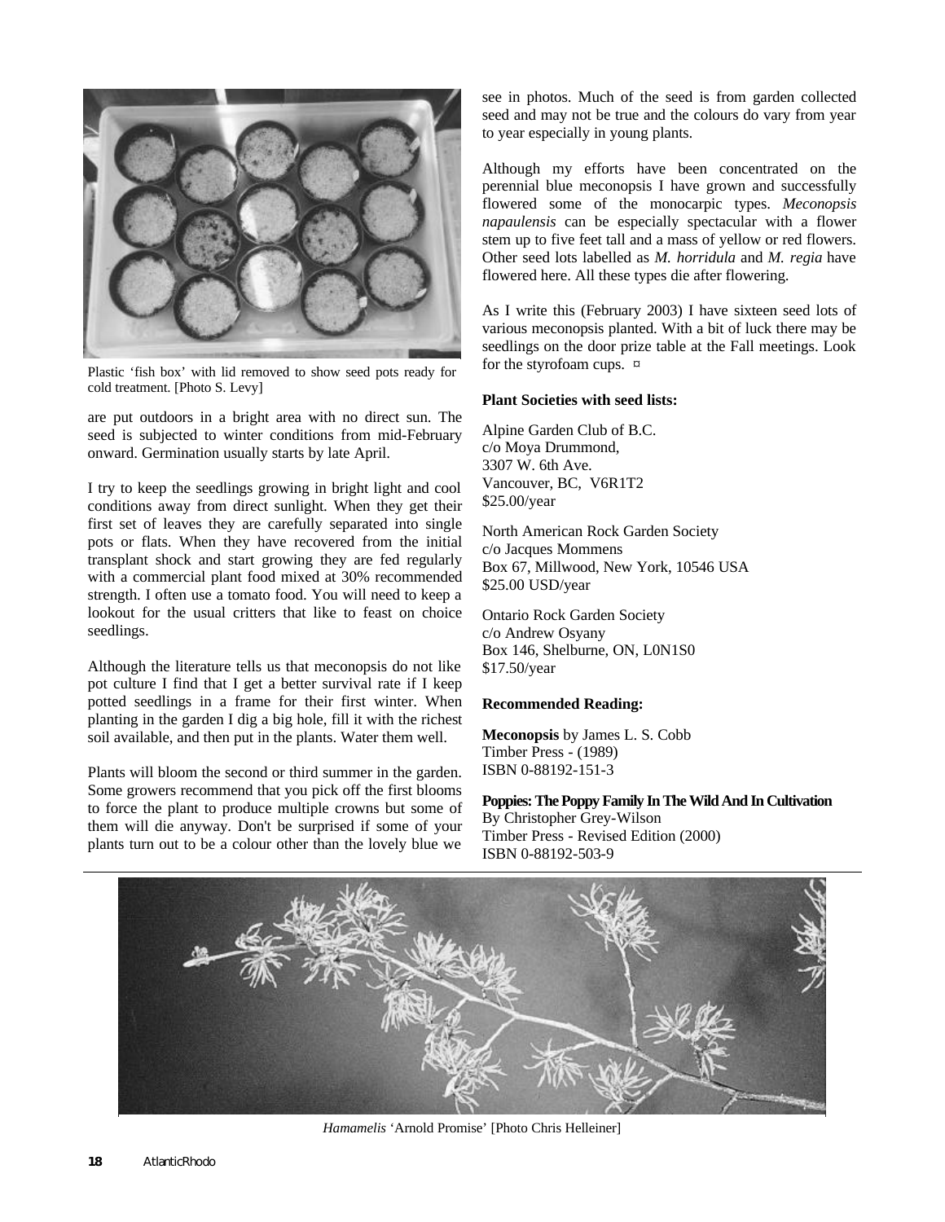Plastic 'fish box' with lid removed to show seed pots ready for cold treatment. [Photo S. Levy]

are put outdoors in a bright area with no direct sun. The seed is subjected to winter conditions from mid-February onward. Germination usually starts by late April.

I try to keep the seedlings growing in bright light and cool conditions away from direct sunlight. When they get their first set of leaves they are carefully separated into single pots or flats. When they have recovered from the initial transplant shock and start growing they are fed regularly with a commercial plant food mixed at 30% recommended strength. I often use a tomato food. You will need to keep a lookout for the usual critters that like to feast on choice seedlings.

Although the literature tells us that meconopsis do not like pot culture I find that I get a better survival rate if I keep potted seedlings in a frame for their first winter. When planting in the garden I dig a big hole, fill it with the richest soil available, and then put in the plants. Water them well.

Plants will bloom the second or third summer in the garden. Some growers recommend that you pick off the first blooms to force the plant to produce multiple crowns but some of them will die anyway. Don't be surprised if some of your plants turn out to be a colour other than the lovely blue we see in photos. Much of the seed is from garden collected seed and may not be true and the colours do vary from year to year especially in young plants.

Although my efforts have been concentrated on the perennial blue meconopsis I have grown and successfully flowered some of the monocarpic types. *Meconopsis napaulensis* can be especially spectacular with a flower stem up to five feet tall and a mass of yellow or red flowers. Other seed lots labelled as *M. horridula* and *M. regia* have flowered here. All these types die after flowering.

As I write this (February 2003) I have sixteen seed lots of various meconopsis planted. With a bit of luck there may be seedlings on the door prize table at the Fall meetings. Look for the styrofoam cups. ¤

**Plant Societies with seed lists:**

Alpine Garden Club of B.C.
c/o Moya Drummond,
3307 W. 6th Ave.
Vancouver, BC, V6R1T2
$25.00/year

North American Rock Garden Society
c/o Jacques Mommens
Box 67, Millwood, New York, 10546 USA
$25.00 USD/year

Ontario Rock Garden Society
c/o Andrew Osyany
Box 146, Shelburne, ON, L0N1S0
$17.50/year

**Recommended Reading:**

**Meconopsis** by James L. S. Cobb
Timber Press - (1989)
ISBN 0-88192-151-3

**Poppies: The Poppy Family In The Wild And In Cultivation**
By Christopher Grey-Wilson
Timber Press - Revised Edition (2000)
ISBN 0-88192-503-9

*Hamamelis* 'Arnold Promise' [Photo Chris Helleiner]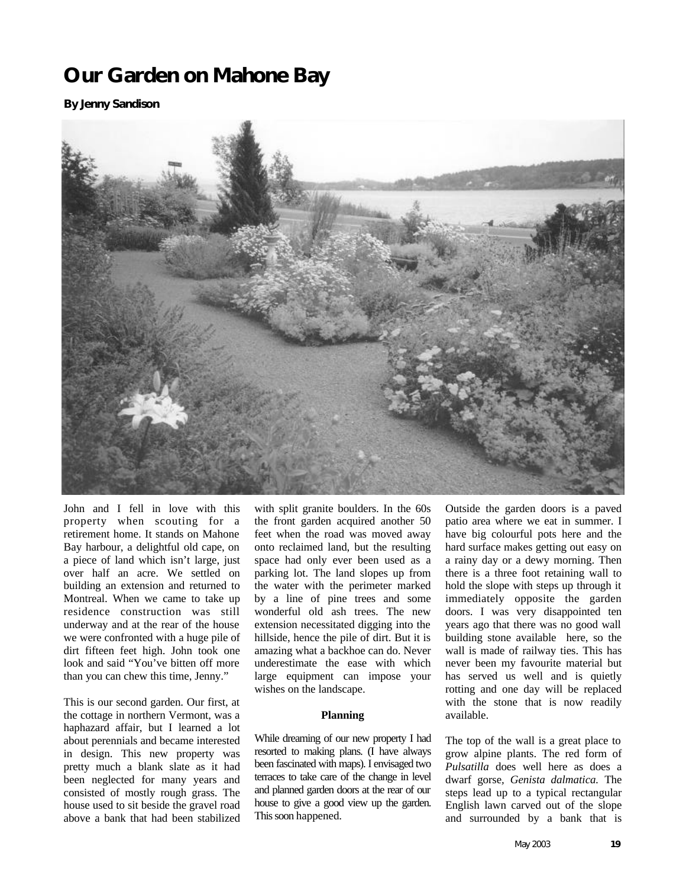# Our Garden on Mahone Bay

**By Jenny Sandison**

John and I fell in love with this property when scouting for a retirement home. It stands on Mahone Bay harbour, a delightful old cape, on a piece of land which isn't large, just over half an acre. We settled on building an extension and returned to Montreal. When we came to take up residence construction was still underway and at the rear of the house we were confronted with a huge pile of dirt fifteen feet high. John took one look and said "You've bitten off more than you can chew this time, Jenny."

This is our second garden. Our first, at the cottage in northern Vermont, was a haphazard affair, but I learned a lot about perennials and became interested in design. This new property was pretty much a blank slate as it had been neglected for many years and consisted of mostly rough grass. The house used to sit beside the gravel road above a bank that had been stabilized with split granite boulders. In the 60s the front garden acquired another 50 feet when the road was moved away onto reclaimed land, but the resulting space had only ever been used as a parking lot. The land slopes up from the water with the perimeter marked by a line of pine trees and some wonderful old ash trees. The new extension necessitated digging into the hillside, hence the pile of dirt. But it is amazing what a backhoe can do. Never underestimate the ease with which large equipment can impose your wishes on the landscape.

**Planning**

While dreaming of our new property I had resorted to making plans. (I have always been fascinated with maps). I envisaged two terraces to take care of the change in level and planned garden doors at the rear of our house to give a good view up the garden. This soon happened.

Outside the garden doors is a paved patio area where we eat in summer. I have big colourful pots here and the hard surface makes getting out easy on a rainy day or a dewy morning. Then there is a three foot retaining wall to hold the slope with steps up through it immediately opposite the garden doors. I was very disappointed ten years ago that there was no good wall building stone available here, so the wall is made of railway ties. This has never been my favourite material but has served us well and is quietly rotting and one day will be replaced with the stone that is now readily available.

The top of the wall is a great place to grow alpine plants. The red form of *Pulsatilla* does well here as does a dwarf gorse, *Genista dalmatica.* The steps lead up to a typical rectangular English lawn carved out of the slope and surrounded by a bank that is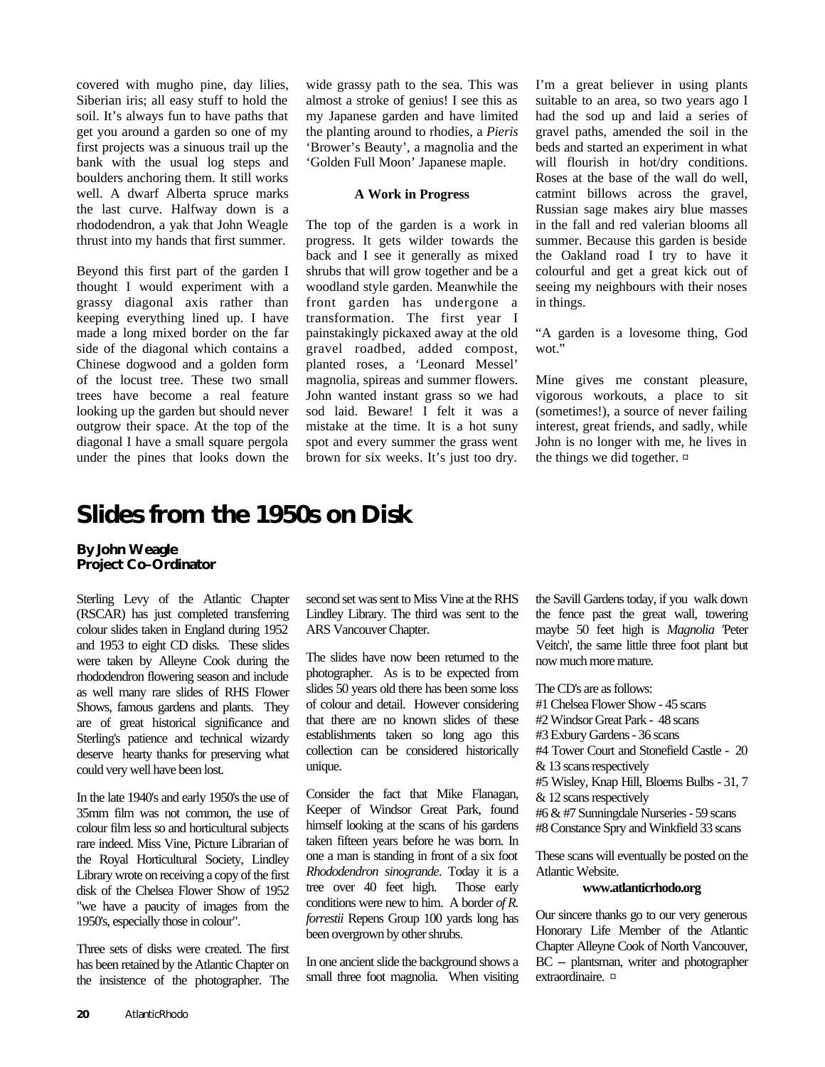covered with mugho pine, day lilies, Siberian iris; all easy stuff to hold the soil. It's always fun to have paths that get you around a garden so one of my first projects was a sinuous trail up the bank with the usual log steps and boulders anchoring them. It still works well. A dwarf Alberta spruce marks the last curve. Halfway down is a rhododendron, a yak that John Weagle thrust into my hands that first summer.

Beyond this first part of the garden I thought I would experiment with a grassy diagonal axis rather than keeping everything lined up. I have made a long mixed border on the far side of the diagonal which contains a Chinese dogwood and a golden form of the locust tree. These two small trees have become a real feature looking up the garden but should never outgrow their space. At the top of the diagonal I have a small square pergola under the pines that looks down the wide grassy path to the sea. This was almost a stroke of genius! I see this as my Japanese garden and have limited the planting around to rhodies, a *Pieris* 'Brower's Beauty', a magnolia and the 'Golden Full Moon' Japanese maple.

**A Work in Progress**

The top of the garden is a work in progress. It gets wilder towards the back and I see it generally as mixed shrubs that will grow together and be a woodland style garden. Meanwhile the front garden has undergone a transformation. The first year I painstakingly pickaxed away at the old gravel roadbed, added compost, planted roses, a 'Leonard Messel' magnolia, spireas and summer flowers. John wanted instant grass so we had sod laid. Beware! I felt it was a mistake at the time. It is a hot suny spot and every summer the grass went brown for six weeks. It's just too dry. I'm a great believer in using plants suitable to an area, so two years ago I had the sod up and laid a series of gravel paths, amended the soil in the beds and started an experiment in what will flourish in hot/dry conditions. Roses at the base of the wall do well, catmint billows across the gravel, Russian sage makes airy blue masses in the fall and red valerian blooms all summer. Because this garden is beside the Oakland road I try to have it colourful and get a great kick out of seeing my neighbours with their noses in things.

"A garden is a lovesome thing, God wot."

Mine gives me constant pleasure, vigorous workouts, a place to sit (sometimes!), a source of never failing interest, great friends, and sadly, while John is no longer with me, he lives in the things we did together. ¤

# Slides from the 1950s on Disk

**By John Weagle**
**Project Co–Ordinator**

Sterling Levy of the Atlantic Chapter (RSCAR) has just completed transferring colour slides taken in England during 1952 and 1953 to eight CD disks. These slides were taken by Alleyne Cook during the rhododendron flowering season and include as well many rare slides of RHS Flower Shows, famous gardens and plants. They are of great historical significance and Sterling's patience and technical wizardy deserve hearty thanks for preserving what could very well have been lost.

In the late 1940's and early 1950's the use of 35mm film was not common, the use of colour film less so and horticultural subjects rare indeed. Miss Vine, Picture Librarian of the Royal Horticultural Society, Lindley Library wrote on receiving a copy of the first disk of the Chelsea Flower Show of 1952 "we have a paucity of images from the 1950's, especially those in colour".

Three sets of disks were created. The first has been retained by the Atlantic Chapter on the insistence of the photographer. The second set was sent to Miss Vine at the RHS Lindley Library. The third was sent to the ARS Vancouver Chapter.

The slides have now been returned to the photographer. As is to be expected from slides 50 years old there has been some loss of colour and detail. However considering that there are no known slides of these establishments taken so long ago this collection can be considered historically unique.

Consider the fact that Mike Flanagan, Keeper of Windsor Great Park, found himself looking at the scans of his gardens taken fifteen years before he was born. In one a man is standing in front of a six foot *Rhododendron sinogrande*. Today it is a tree over 40 feet high. Those early conditions were new to him. A border *of R. forrestii* Repens Group 100 yards long has been overgrown by other shrubs.

In one ancient slide the background shows a small three foot magnolia. When visiting the Savill Gardens today, if you walk down the fence past the great wall, towering maybe 50 feet high is *Magnolia* 'Peter Veitch', the same little three foot plant but now much more mature.

The CD's are as follows:
#1 Chelsea Flower Show - 45 scans
#2 Windsor Great Park - 48 scans
#3 Exbury Gardens - 36 scans
#4 Tower Court and Stonefield Castle - 20 & 13 scans respectively
#5 Wisley, Knap Hill, Bloems Bulbs - 31, 7 & 12 scans respectively
#6 & #7 Sunningdale Nurseries - 59 scans
#8 Constance Spry and Winkfield 33 scans

These scans will eventually be posted on the Atlantic Website.

**www.atlanticrhodo.org**

Our sincere thanks go to our very generous Honorary Life Member of the Atlantic Chapter Alleyne Cook of North Vancouver, BC -- plantsman, writer and photographer extraordinaire. ¤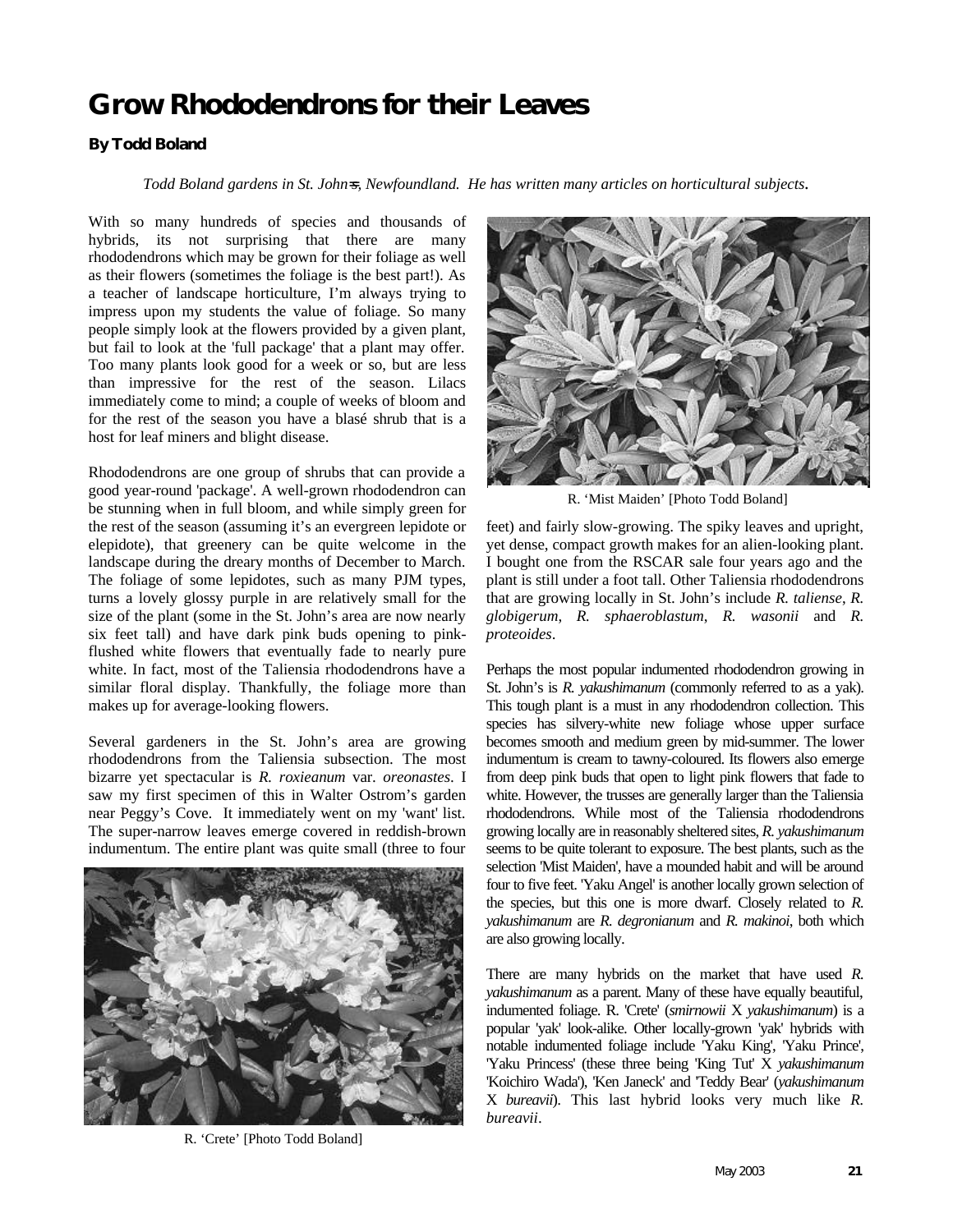# Grow Rhododendrons for their Leaves

**By Todd Boland**

*Todd Boland gardens in St. John=s, Newfoundland. He has written many articles on horticultural subjects.*

With so many hundreds of species and thousands of hybrids, its not surprising that there are many rhododendrons which may be grown for their foliage as well as their flowers (sometimes the foliage is the best part!). As a teacher of landscape horticulture, I'm always trying to impress upon my students the value of foliage. So many people simply look at the flowers provided by a given plant, but fail to look at the 'full package' that a plant may offer. Too many plants look good for a week or so, but are less than impressive for the rest of the season. Lilacs immediately come to mind; a couple of weeks of bloom and for the rest of the season you have a blasé shrub that is a host for leaf miners and blight disease.

Rhododendrons are one group of shrubs that can provide a good year-round 'package'. A well-grown rhododendron can be stunning when in full bloom, and while simply green for the rest of the season (assuming it's an evergreen lepidote or elepidote), that greenery can be quite welcome in the landscape during the dreary months of December to March. The foliage of some lepidotes, such as many PJM types, turns a lovely glossy purple in are relatively small for the size of the plant (some in the St. John's area are now nearly six feet tall) and have dark pink buds opening to pink-flushed white flowers that eventually fade to nearly pure white. In fact, most of the Taliensia rhododendrons have a similar floral display. Thankfully, the foliage more than makes up for average-looking flowers.

Several gardeners in the St. John's area are growing rhododendrons from the Taliensia subsection. The most bizarre yet spectacular is *R. roxieanum* var. *oreonastes*. I saw my first specimen of this in Walter Ostrom's garden near Peggy's Cove. It immediately went on my 'want' list. The super-narrow leaves emerge covered in reddish-brown indumentum. The entire plant was quite small (three to four

R. 'Crete' [Photo Todd Boland]

R. 'Mist Maiden' [Photo Todd Boland]

feet) and fairly slow-growing. The spiky leaves and upright, yet dense, compact growth makes for an alien-looking plant. I bought one from the RSCAR sale four years ago and the plant is still under a foot tall. Other Taliensia rhododendrons that are growing locally in St. John's include *R. taliense*, *R. globigerum*, *R. sphaeroblastum*, *R. wasonii* and *R. proteoides*.

Perhaps the most popular indumented rhododendron growing in St. John's is *R. yakushimanum* (commonly referred to as a yak). This tough plant is a must in any rhododendron collection. This species has silvery-white new foliage whose upper surface becomes smooth and medium green by mid-summer. The lower indumentum is cream to tawny-coloured. Its flowers also emerge from deep pink buds that open to light pink flowers that fade to white. However, the trusses are generally larger than the Taliensia rhododendrons. While most of the Taliensia rhododendrons growing locally are in reasonably sheltered sites, *R. yakushimanum* seems to be quite tolerant to exposure. The best plants, such as the selection 'Mist Maiden', have a mounded habit and will be around four to five feet. 'Yaku Angel' is another locally grown selection of the species, but this one is more dwarf. Closely related to *R. yakushimanum* are *R. degronianum* and *R. makinoi*, both which are also growing locally.

There are many hybrids on the market that have used *R. yakushimanum* as a parent. Many of these have equally beautiful, indumented foliage. R. 'Crete' (*smirnowii* X *yakushimanum*) is a popular 'yak' look-alike. Other locally-grown 'yak' hybrids with notable indumented foliage include 'Yaku King', 'Yaku Prince', 'Yaku Princess' (these three being 'King Tut' X *yakushimanum* 'Koichiro Wada'), 'Ken Janeck' and 'Teddy Bear' (*yakushimanum* X *bureavii*). This last hybrid looks very much like *R. bureavii*.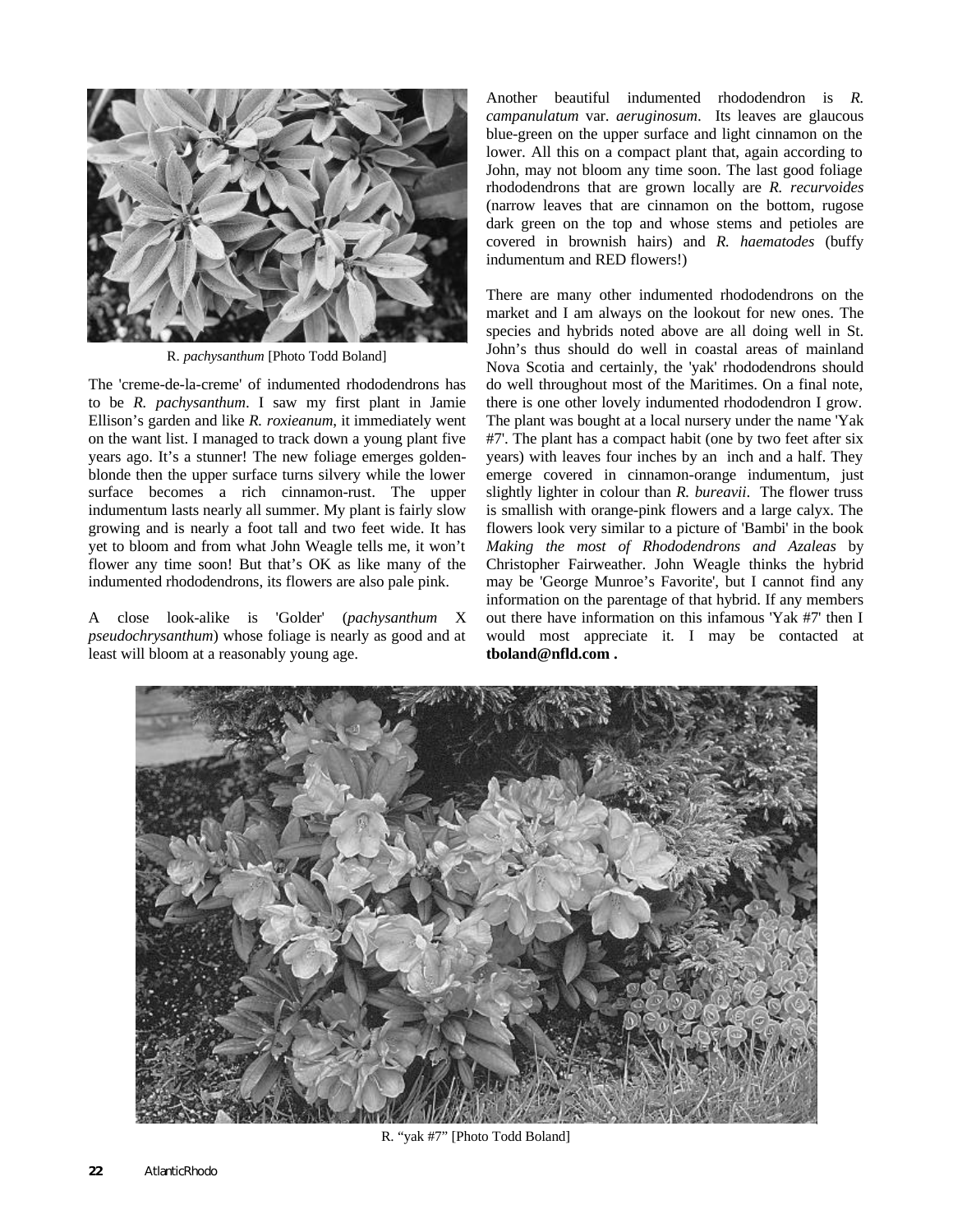R. *pachysanthum* [Photo Todd Boland]

The 'creme-de-la-creme' of indumented rhododendrons has to be *R. pachysanthum*. I saw my first plant in Jamie Ellison's garden and like *R. roxieanum*, it immediately went on the want list. I managed to track down a young plant five years ago. It's a stunner! The new foliage emerges golden-blonde then the upper surface turns silvery while the lower surface becomes a rich cinnamon-rust. The upper indumentum lasts nearly all summer. My plant is fairly slow growing and is nearly a foot tall and two feet wide. It has yet to bloom and from what John Weagle tells me, it won't flower any time soon! But that's OK as like many of the indumented rhododendrons, its flowers are also pale pink.

A close look-alike is 'Golder' (*pachysanthum* X *pseudochrysanthum*) whose foliage is nearly as good and at least will bloom at a reasonably young age.

Another beautiful indumented rhododendron is *R. campanulatum* var. *aeruginosum*. Its leaves are glaucous blue-green on the upper surface and light cinnamon on the lower. All this on a compact plant that, again according to John, may not bloom any time soon. The last good foliage rhododendrons that are grown locally are *R. recurvoides* (narrow leaves that are cinnamon on the bottom, rugose dark green on the top and whose stems and petioles are covered in brownish hairs) and *R. haematodes* (buffy indumentum and RED flowers!)

There are many other indumented rhododendrons on the market and I am always on the lookout for new ones. The species and hybrids noted above are all doing well in St. John's thus should do well in coastal areas of mainland Nova Scotia and certainly, the 'yak' rhododendrons should do well throughout most of the Maritimes. On a final note, there is one other lovely indumented rhododendron I grow. The plant was bought at a local nursery under the name 'Yak #7'. The plant has a compact habit (one by two feet after six years) with leaves four inches by an inch and a half. They emerge covered in cinnamon-orange indumentum, just slightly lighter in colour than *R. bureavii*. The flower truss is smallish with orange-pink flowers and a large calyx. The flowers look very similar to a picture of 'Bambi' in the book *Making the most of Rhododendrons and Azaleas* by Christopher Fairweather. John Weagle thinks the hybrid may be 'George Munroe's Favorite', but I cannot find any information on the parentage of that hybrid. If any members out there have information on this infamous 'Yak #7' then I would most appreciate it. I may be contacted at **tboland@nfld.com .**

R. "yak #7" [Photo Todd Boland]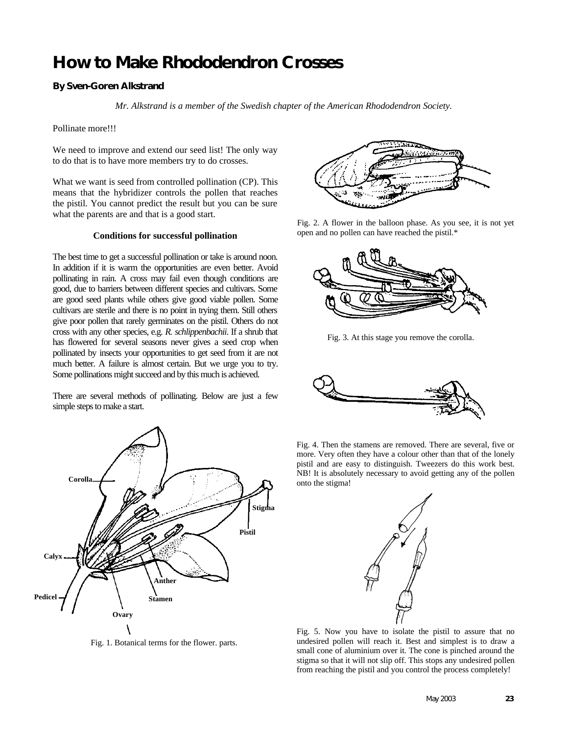# How to Make Rhododendron Crosses

**By Sven-Goren Alkstrand**

*Mr. Alkstrand is a member of the Swedish chapter of the American Rhododendron Society.*

Pollinate more!!!

We need to improve and extend our seed list! The only way to do that is to have more members try to do crosses.

What we want is seed from controlled pollination (CP). This means that the hybridizer controls the pollen that reaches the pistil. You cannot predict the result but you can be sure what the parents are and that is a good start.

### Conditions for successful pollination

The best time to get a successful pollination or take is around noon. In addition if it is warm the opportunities are even better. Avoid pollinating in rain. A cross may fail even though conditions are good, due to barriers between different species and cultivars. Some are good seed plants while others give good viable pollen. Some cultivars are sterile and there is no point in trying them. Still others give poor pollen that rarely germinates on the pistil. Others do not cross with any other species, e.g. *R. schlippenbachii*. If a shrub that has flowered for several seasons never gives a seed crop when pollinated by insects your opportunities to get seed from it are not much better. A failure is almost certain. But we urge you to try. Some pollinations might succeed and by this much is achieved.

There are several methods of pollinating. Below are just a few simple steps to make a start.

Fig. 1. Botanical terms for the flower. parts.

Fig. 2. A flower in the balloon phase. As you see, it is not yet open and no pollen can have reached the pistil.*

Fig. 3. At this stage you remove the corolla.

Fig. 4. Then the stamens are removed. There are several, five or more. Very often they have a colour other than that of the lonely pistil and are easy to distinguish. Tweezers do this work best. NB! It is absolutely necessary to avoid getting any of the pollen onto the stigma!

Fig. 5. Now you have to isolate the pistil to assure that no undesired pollen will reach it. Best and simplest is to draw a small cone of aluminium over it. The cone is pinched around the stigma so that it will not slip off. This stops any undesired pollen from reaching the pistil and you control the process completely!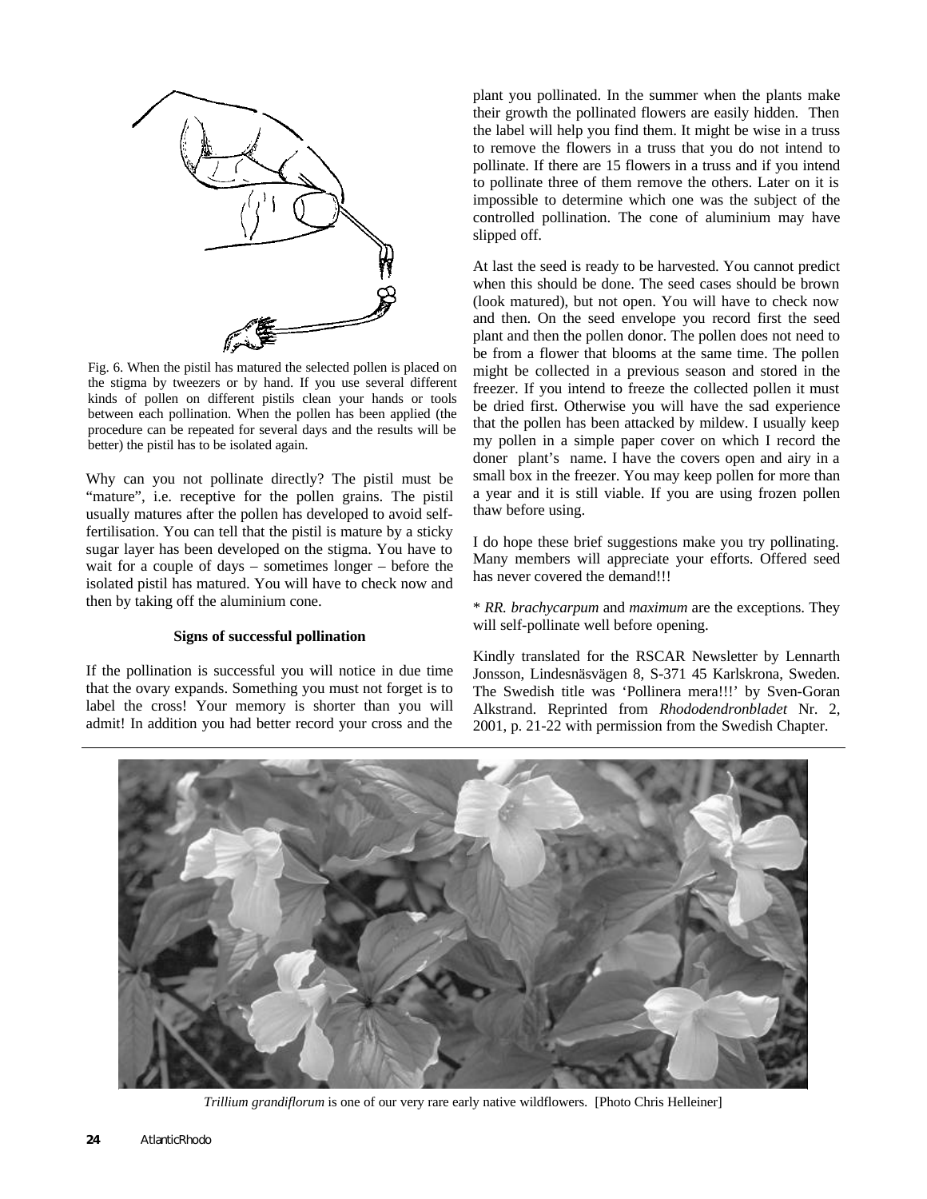Fig. 6. When the pistil has matured the selected pollen is placed on the stigma by tweezers or by hand. If you use several different kinds of pollen on different pistils clean your hands or tools between each pollination. When the pollen has been applied (the procedure can be repeated for several days and the results will be better) the pistil has to be isolated again.

Why can you not pollinate directly? The pistil must be "mature", i.e. receptive for the pollen grains. The pistil usually matures after the pollen has developed to avoid self-fertilisation. You can tell that the pistil is mature by a sticky sugar layer has been developed on the stigma. You have to wait for a couple of days – sometimes longer – before the isolated pistil has matured. You will have to check now and then by taking off the aluminium cone.

### Signs of successful pollination

If the pollination is successful you will notice in due time that the ovary expands. Something you must not forget is to label the cross! Your memory is shorter than you will admit! In addition you had better record your cross and the plant you pollinated. In the summer when the plants make their growth the pollinated flowers are easily hidden. Then the label will help you find them. It might be wise in a truss to remove the flowers in a truss that you do not intend to pollinate. If there are 15 flowers in a truss and if you intend to pollinate three of them remove the others. Later on it is impossible to determine which one was the subject of the controlled pollination. The cone of aluminium may have slipped off.

At last the seed is ready to be harvested. You cannot predict when this should be done. The seed cases should be brown (look matured), but not open. You will have to check now and then. On the seed envelope you record first the seed plant and then the pollen donor. The pollen does not need to be from a flower that blooms at the same time. The pollen might be collected in a previous season and stored in the freezer. If you intend to freeze the collected pollen it must be dried first. Otherwise you will have the sad experience that the pollen has been attacked by mildew. I usually keep my pollen in a simple paper cover on which I record the doner plant's name. I have the covers open and airy in a small box in the freezer. You may keep pollen for more than a year and it is still viable. If you are using frozen pollen thaw before using.

I do hope these brief suggestions make you try pollinating. Many members will appreciate your efforts. Offered seed has never covered the demand!!!

* *RR. brachycarpum* and *maximum* are the exceptions. They will self-pollinate well before opening.

Kindly translated for the RSCAR Newsletter by Lennarth Jonsson, Lindesnäsvägen 8, S-371 45 Karlskrona, Sweden. The Swedish title was 'Pollinera mera!!!' by Sven-Goran Alkstrand. Reprinted from *Rhododendronbladet* Nr. 2, 2001, p. 21-22 with permission from the Swedish Chapter.

*Trillium grandiflorum* is one of our very rare early native wildflowers. [Photo Chris Helleiner]